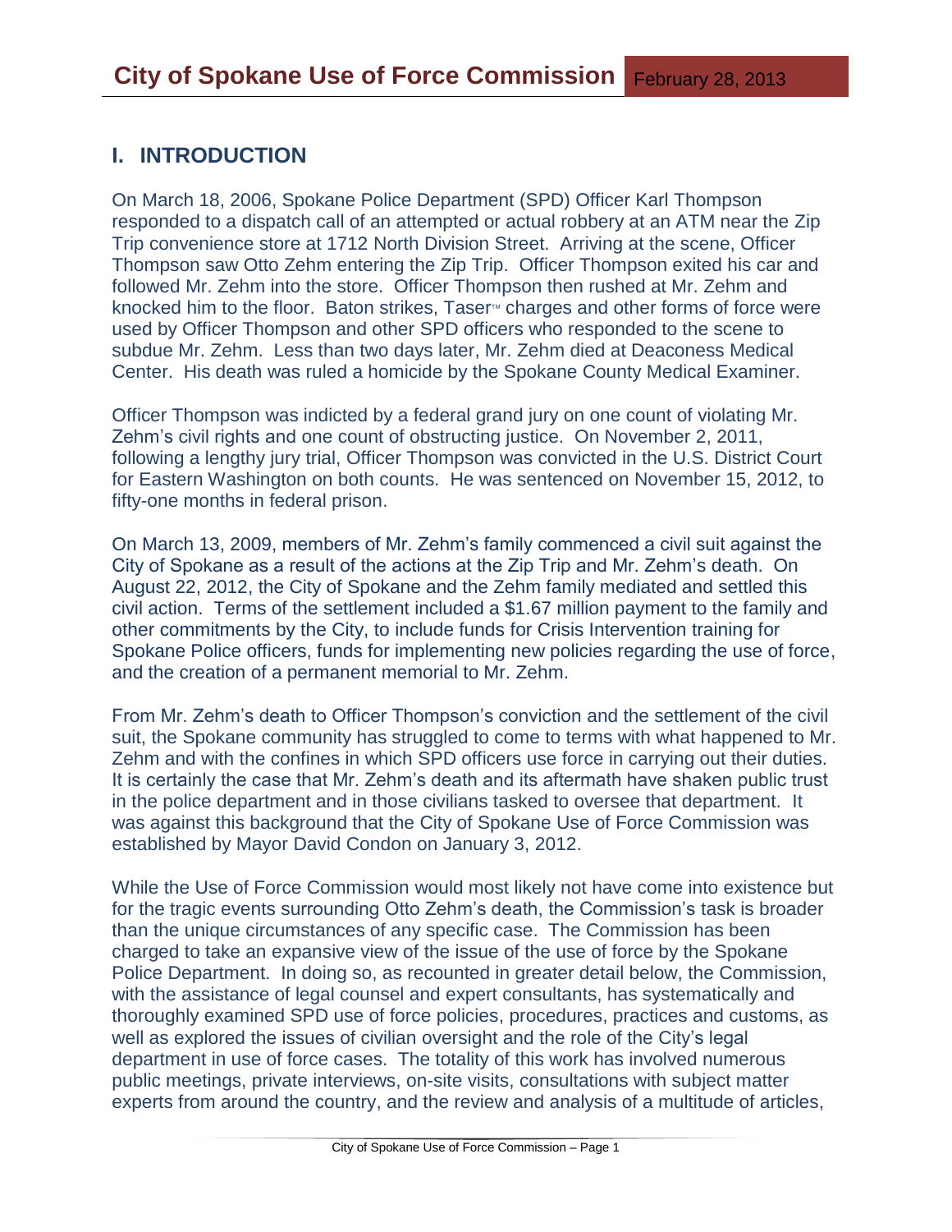## I. INTRODUCTION

On March 18, 2006, Spokane Police Department (SPD) Officer Karl Thompson responded to a dispatch call of an attempted or actual robbery at an ATM near the Zip Trip convenience store at 1712 North Division Street. Arriving at the scene, Officer Thompson saw Otto Zehm entering the Zip Trip. Officer Thompson exited his car and followed Mr. Zehm into the store. Officer Thompson then rushed at Mr. Zehm and knocked him to the floor. Baton strikes, Taser™ charges and other forms of force were used by Officer Thompson and other SPD officers who responded to the scene to subdue Mr. Zehm. Less than two days later, Mr. Zehm died at Deaconess Medical Center. His death was ruled a homicide by the Spokane County Medical Examiner.

Officer Thompson was indicted by a federal grand jury on one count of violating Mr. Zehm's civil rights and one count of obstructing justice. On November 2, 2011, following a lengthy jury trial, Officer Thompson was convicted in the U.S. District Court for Eastern Washington on both counts. He was sentenced on November 15, 2012, to fifty-one months in federal prison.

On March 13, 2009, members of Mr. Zehm's family commenced a civil suit against the City of Spokane as a result of the actions at the Zip Trip and Mr. Zehm's death. On August 22, 2012, the City of Spokane and the Zehm family mediated and settled this civil action. Terms of the settlement included a $1.67 million payment to the family and other commitments by the City, to include funds for Crisis Intervention training for Spokane Police officers, funds for implementing new policies regarding the use of force, and the creation of a permanent memorial to Mr. Zehm.

From Mr. Zehm's death to Officer Thompson's conviction and the settlement of the civil suit, the Spokane community has struggled to come to terms with what happened to Mr. Zehm and with the confines in which SPD officers use force in carrying out their duties. It is certainly the case that Mr. Zehm's death and its aftermath have shaken public trust in the police department and in those civilians tasked to oversee that department. It was against this background that the City of Spokane Use of Force Commission was established by Mayor David Condon on January 3, 2012.

While the Use of Force Commission would most likely not have come into existence but for the tragic events surrounding Otto Zehm's death, the Commission's task is broader than the unique circumstances of any specific case. The Commission has been charged to take an expansive view of the issue of the use of force by the Spokane Police Department. In doing so, as recounted in greater detail below, the Commission, with the assistance of legal counsel and expert consultants, has systematically and thoroughly examined SPD use of force policies, procedures, practices and customs, as well as explored the issues of civilian oversight and the role of the City's legal department in use of force cases. The totality of this work has involved numerous public meetings, private interviews, on-site visits, consultations with subject matter experts from around the country, and the review and analysis of a multitude of articles,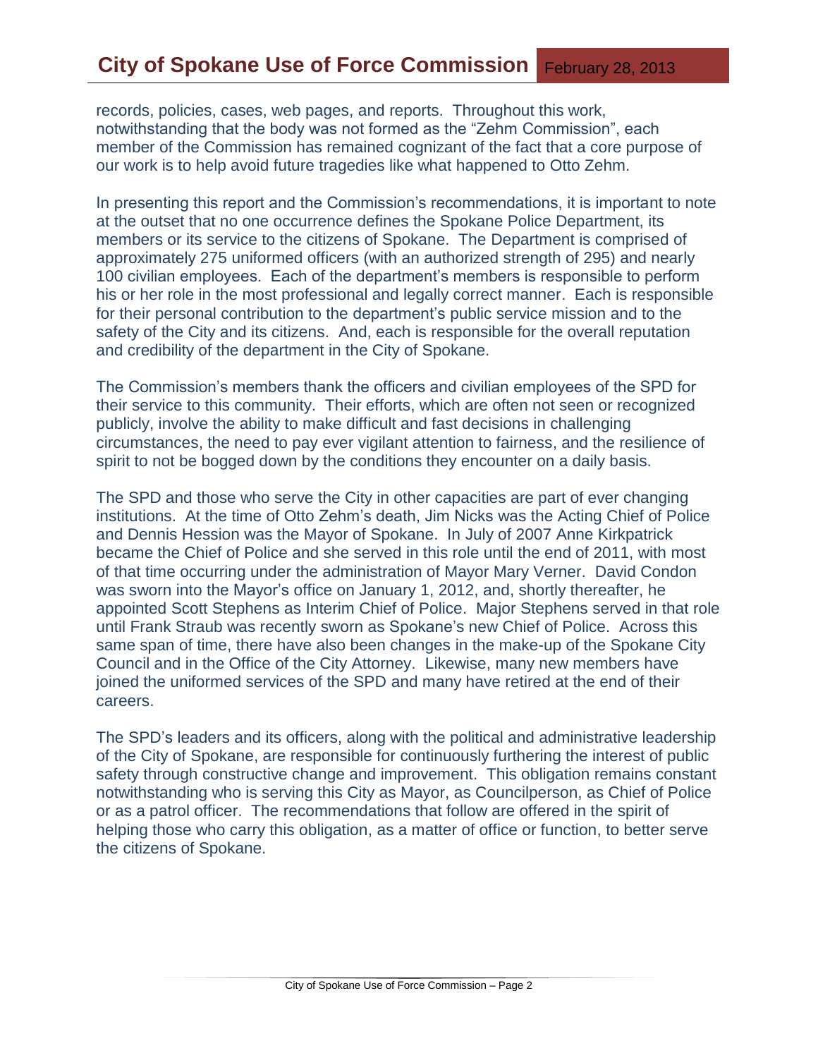records, policies, cases, web pages, and reports. Throughout this work, notwithstanding that the body was not formed as the "Zehm Commission", each member of the Commission has remained cognizant of the fact that a core purpose of our work is to help avoid future tragedies like what happened to Otto Zehm.

In presenting this report and the Commission's recommendations, it is important to note at the outset that no one occurrence defines the Spokane Police Department, its members or its service to the citizens of Spokane. The Department is comprised of approximately 275 uniformed officers (with an authorized strength of 295) and nearly 100 civilian employees. Each of the department's members is responsible to perform his or her role in the most professional and legally correct manner. Each is responsible for their personal contribution to the department's public service mission and to the safety of the City and its citizens. And, each is responsible for the overall reputation and credibility of the department in the City of Spokane.

The Commission's members thank the officers and civilian employees of the SPD for their service to this community. Their efforts, which are often not seen or recognized publicly, involve the ability to make difficult and fast decisions in challenging circumstances, the need to pay ever vigilant attention to fairness, and the resilience of spirit to not be bogged down by the conditions they encounter on a daily basis.

The SPD and those who serve the City in other capacities are part of ever changing institutions. At the time of Otto Zehm's death, Jim Nicks was the Acting Chief of Police and Dennis Hession was the Mayor of Spokane. In July of 2007 Anne Kirkpatrick became the Chief of Police and she served in this role until the end of 2011, with most of that time occurring under the administration of Mayor Mary Verner. David Condon was sworn into the Mayor's office on January 1, 2012, and, shortly thereafter, he appointed Scott Stephens as Interim Chief of Police. Major Stephens served in that role until Frank Straub was recently sworn as Spokane's new Chief of Police. Across this same span of time, there have also been changes in the make-up of the Spokane City Council and in the Office of the City Attorney. Likewise, many new members have joined the uniformed services of the SPD and many have retired at the end of their careers.

The SPD's leaders and its officers, along with the political and administrative leadership of the City of Spokane, are responsible for continuously furthering the interest of public safety through constructive change and improvement. This obligation remains constant notwithstanding who is serving this City as Mayor, as Councilperson, as Chief of Police or as a patrol officer. The recommendations that follow are offered in the spirit of helping those who carry this obligation, as a matter of office or function, to better serve the citizens of Spokane.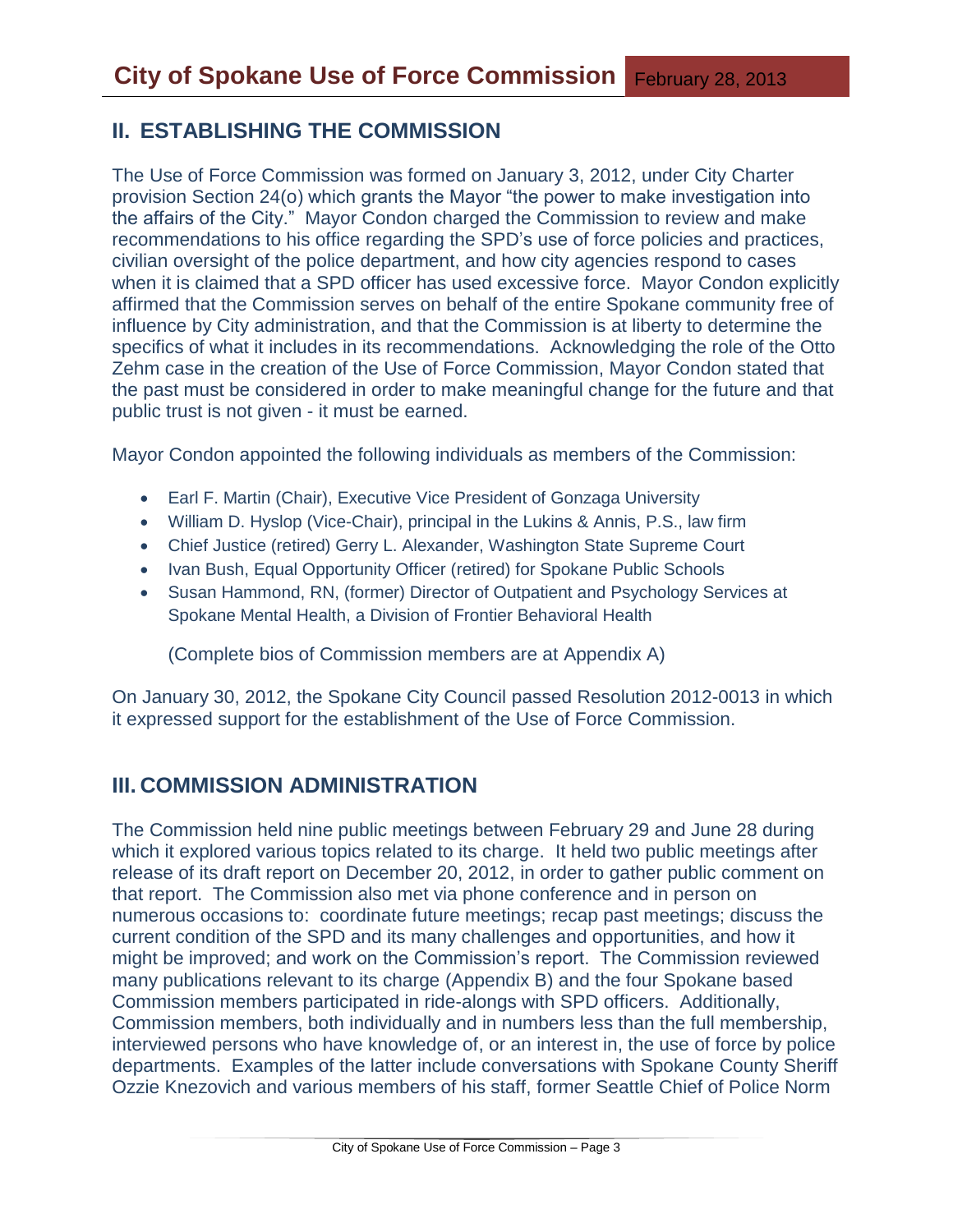## II. ESTABLISHING THE COMMISSION

The Use of Force Commission was formed on January 3, 2012, under City Charter provision Section 24(o) which grants the Mayor "the power to make investigation into the affairs of the City." Mayor Condon charged the Commission to review and make recommendations to his office regarding the SPD's use of force policies and practices, civilian oversight of the police department, and how city agencies respond to cases when it is claimed that a SPD officer has used excessive force. Mayor Condon explicitly affirmed that the Commission serves on behalf of the entire Spokane community free of influence by City administration, and that the Commission is at liberty to determine the specifics of what it includes in its recommendations. Acknowledging the role of the Otto Zehm case in the creation of the Use of Force Commission, Mayor Condon stated that the past must be considered in order to make meaningful change for the future and that public trust is not given - it must be earned.

Mayor Condon appointed the following individuals as members of the Commission:

- Earl F. Martin (Chair), Executive Vice President of Gonzaga University
- William D. Hyslop (Vice-Chair), principal in the Lukins & Annis, P.S., law firm
- Chief Justice (retired) Gerry L. Alexander, Washington State Supreme Court
- Ivan Bush, Equal Opportunity Officer (retired) for Spokane Public Schools
- Susan Hammond, RN, (former) Director of Outpatient and Psychology Services at Spokane Mental Health, a Division of Frontier Behavioral Health

  (Complete bios of Commission members are at Appendix A)

On January 30, 2012, the Spokane City Council passed Resolution 2012-0013 in which it expressed support for the establishment of the Use of Force Commission.

## III. COMMISSION ADMINISTRATION

The Commission held nine public meetings between February 29 and June 28 during which it explored various topics related to its charge. It held two public meetings after release of its draft report on December 20, 2012, in order to gather public comment on that report. The Commission also met via phone conference and in person on numerous occasions to: coordinate future meetings; recap past meetings; discuss the current condition of the SPD and its many challenges and opportunities, and how it might be improved; and work on the Commission's report. The Commission reviewed many publications relevant to its charge (Appendix B) and the four Spokane based Commission members participated in ride-alongs with SPD officers. Additionally, Commission members, both individually and in numbers less than the full membership, interviewed persons who have knowledge of, or an interest in, the use of force by police departments. Examples of the latter include conversations with Spokane County Sheriff Ozzie Knezovich and various members of his staff, former Seattle Chief of Police Norm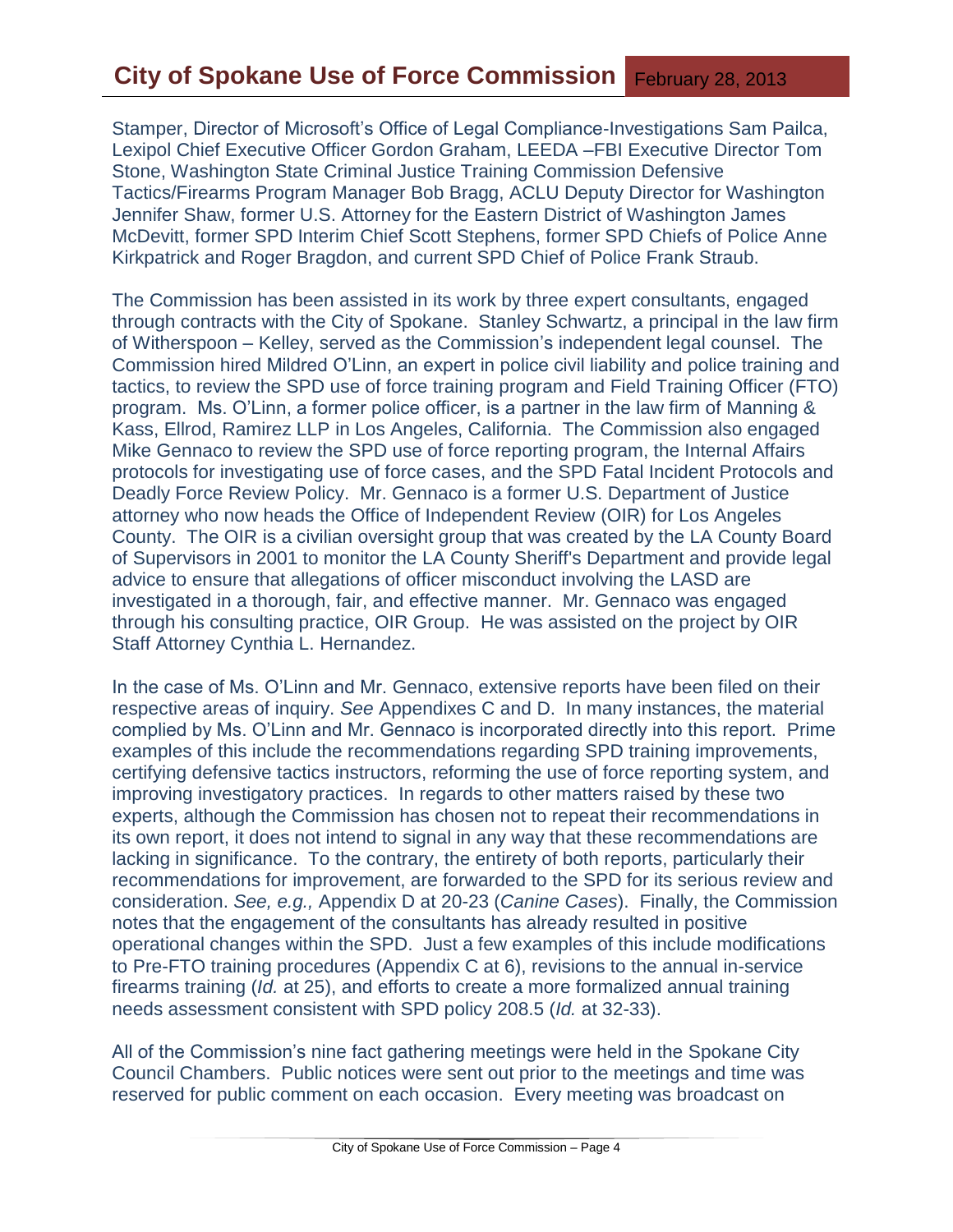Stamper, Director of Microsoft's Office of Legal Compliance-Investigations Sam Pailca, Lexipol Chief Executive Officer Gordon Graham, LEEDA –FBI Executive Director Tom Stone, Washington State Criminal Justice Training Commission Defensive Tactics/Firearms Program Manager Bob Bragg, ACLU Deputy Director for Washington Jennifer Shaw, former U.S. Attorney for the Eastern District of Washington James McDevitt, former SPD Interim Chief Scott Stephens, former SPD Chiefs of Police Anne Kirkpatrick and Roger Bragdon, and current SPD Chief of Police Frank Straub.

The Commission has been assisted in its work by three expert consultants, engaged through contracts with the City of Spokane. Stanley Schwartz, a principal in the law firm of Witherspoon – Kelley, served as the Commission's independent legal counsel. The Commission hired Mildred O'Linn, an expert in police civil liability and police training and tactics, to review the SPD use of force training program and Field Training Officer (FTO) program. Ms. O'Linn, a former police officer, is a partner in the law firm of Manning & Kass, Ellrod, Ramirez LLP in Los Angeles, California. The Commission also engaged Mike Gennaco to review the SPD use of force reporting program, the Internal Affairs protocols for investigating use of force cases, and the SPD Fatal Incident Protocols and Deadly Force Review Policy. Mr. Gennaco is a former U.S. Department of Justice attorney who now heads the Office of Independent Review (OIR) for Los Angeles County. The OIR is a civilian oversight group that was created by the LA County Board of Supervisors in 2001 to monitor the LA County Sheriff's Department and provide legal advice to ensure that allegations of officer misconduct involving the LASD are investigated in a thorough, fair, and effective manner. Mr. Gennaco was engaged through his consulting practice, OIR Group. He was assisted on the project by OIR Staff Attorney Cynthia L. Hernandez.

In the case of Ms. O'Linn and Mr. Gennaco, extensive reports have been filed on their respective areas of inquiry. *See* Appendixes C and D. In many instances, the material complied by Ms. O'Linn and Mr. Gennaco is incorporated directly into this report. Prime examples of this include the recommendations regarding SPD training improvements, certifying defensive tactics instructors, reforming the use of force reporting system, and improving investigatory practices. In regards to other matters raised by these two experts, although the Commission has chosen not to repeat their recommendations in its own report, it does not intend to signal in any way that these recommendations are lacking in significance. To the contrary, the entirety of both reports, particularly their recommendations for improvement, are forwarded to the SPD for its serious review and consideration. *See, e.g.,* Appendix D at 20-23 (*Canine Cases*). Finally, the Commission notes that the engagement of the consultants has already resulted in positive operational changes within the SPD. Just a few examples of this include modifications to Pre-FTO training procedures (Appendix C at 6), revisions to the annual in-service firearms training (*Id.* at 25), and efforts to create a more formalized annual training needs assessment consistent with SPD policy 208.5 (*Id.* at 32-33).

All of the Commission's nine fact gathering meetings were held in the Spokane City Council Chambers. Public notices were sent out prior to the meetings and time was reserved for public comment on each occasion. Every meeting was broadcast on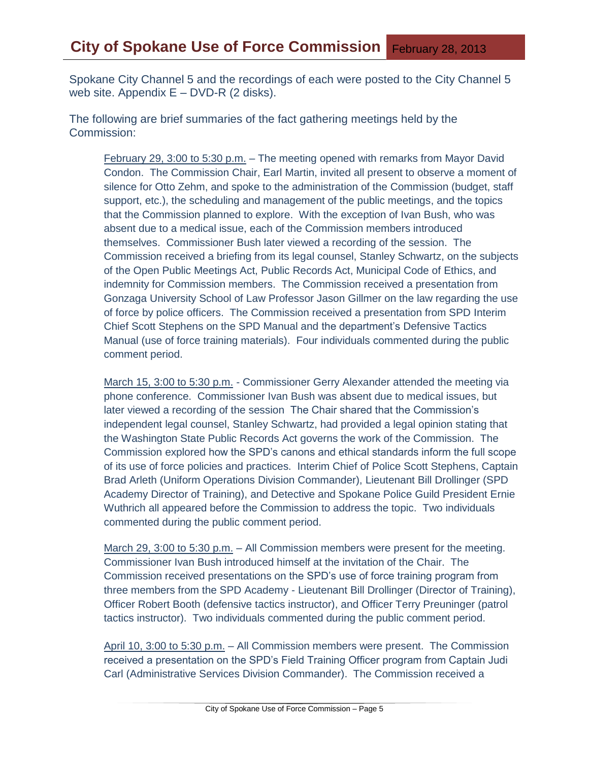Spokane City Channel 5 and the recordings of each were posted to the City Channel 5 web site. Appendix E – DVD-R (2 disks).

The following are brief summaries of the fact gathering meetings held by the Commission:

<u>February 29, 3:00 to 5:30 p.m.</u> – The meeting opened with remarks from Mayor David Condon. The Commission Chair, Earl Martin, invited all present to observe a moment of silence for Otto Zehm, and spoke to the administration of the Commission (budget, staff support, etc.), the scheduling and management of the public meetings, and the topics that the Commission planned to explore. With the exception of Ivan Bush, who was absent due to a medical issue, each of the Commission members introduced themselves. Commissioner Bush later viewed a recording of the session. The Commission received a briefing from its legal counsel, Stanley Schwartz, on the subjects of the Open Public Meetings Act, Public Records Act, Municipal Code of Ethics, and indemnity for Commission members. The Commission received a presentation from Gonzaga University School of Law Professor Jason Gillmer on the law regarding the use of force by police officers. The Commission received a presentation from SPD Interim Chief Scott Stephens on the SPD Manual and the department's Defensive Tactics Manual (use of force training materials). Four individuals commented during the public comment period.

<u>March 15, 3:00 to 5:30 p.m.</u> - Commissioner Gerry Alexander attended the meeting via phone conference. Commissioner Ivan Bush was absent due to medical issues, but later viewed a recording of the session The Chair shared that the Commission's independent legal counsel, Stanley Schwartz, had provided a legal opinion stating that the Washington State Public Records Act governs the work of the Commission. The Commission explored how the SPD's canons and ethical standards inform the full scope of its use of force policies and practices. Interim Chief of Police Scott Stephens, Captain Brad Arleth (Uniform Operations Division Commander), Lieutenant Bill Drollinger (SPD Academy Director of Training), and Detective and Spokane Police Guild President Ernie Wuthrich all appeared before the Commission to address the topic. Two individuals commented during the public comment period.

<u>March 29, 3:00 to 5:30 p.m.</u> – All Commission members were present for the meeting. Commissioner Ivan Bush introduced himself at the invitation of the Chair. The Commission received presentations on the SPD's use of force training program from three members from the SPD Academy - Lieutenant Bill Drollinger (Director of Training), Officer Robert Booth (defensive tactics instructor), and Officer Terry Preuninger (patrol tactics instructor). Two individuals commented during the public comment period.

<u>April 10, 3:00 to 5:30 p.m.</u> – All Commission members were present. The Commission received a presentation on the SPD's Field Training Officer program from Captain Judi Carl (Administrative Services Division Commander). The Commission received a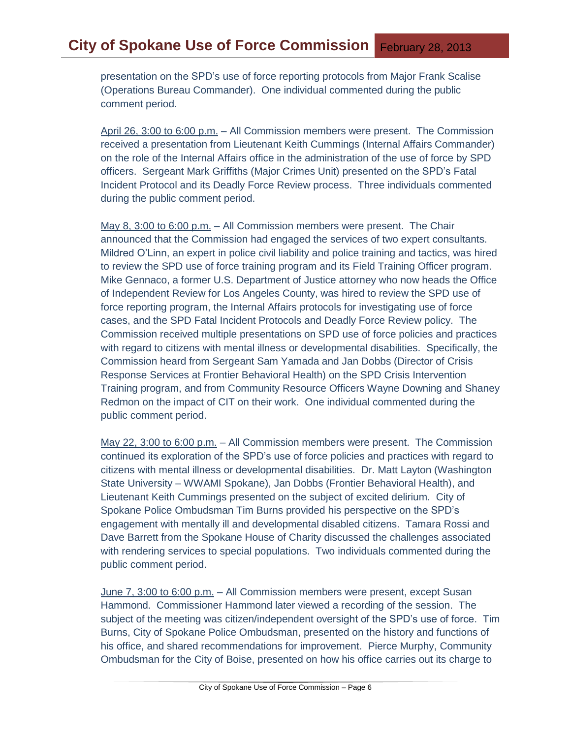presentation on the SPD's use of force reporting protocols from Major Frank Scalise (Operations Bureau Commander). One individual commented during the public comment period.

April 26, 3:00 to 6:00 p.m. – All Commission members were present. The Commission received a presentation from Lieutenant Keith Cummings (Internal Affairs Commander) on the role of the Internal Affairs office in the administration of the use of force by SPD officers. Sergeant Mark Griffiths (Major Crimes Unit) presented on the SPD's Fatal Incident Protocol and its Deadly Force Review process. Three individuals commented during the public comment period.

May 8, 3:00 to 6:00 p.m. – All Commission members were present. The Chair announced that the Commission had engaged the services of two expert consultants. Mildred O'Linn, an expert in police civil liability and police training and tactics, was hired to review the SPD use of force training program and its Field Training Officer program. Mike Gennaco, a former U.S. Department of Justice attorney who now heads the Office of Independent Review for Los Angeles County, was hired to review the SPD use of force reporting program, the Internal Affairs protocols for investigating use of force cases, and the SPD Fatal Incident Protocols and Deadly Force Review policy. The Commission received multiple presentations on SPD use of force policies and practices with regard to citizens with mental illness or developmental disabilities. Specifically, the Commission heard from Sergeant Sam Yamada and Jan Dobbs (Director of Crisis Response Services at Frontier Behavioral Health) on the SPD Crisis Intervention Training program, and from Community Resource Officers Wayne Downing and Shaney Redmon on the impact of CIT on their work. One individual commented during the public comment period.

May 22, 3:00 to 6:00 p.m. – All Commission members were present. The Commission continued its exploration of the SPD's use of force policies and practices with regard to citizens with mental illness or developmental disabilities. Dr. Matt Layton (Washington State University – WWAMI Spokane), Jan Dobbs (Frontier Behavioral Health), and Lieutenant Keith Cummings presented on the subject of excited delirium. City of Spokane Police Ombudsman Tim Burns provided his perspective on the SPD's engagement with mentally ill and developmental disabled citizens. Tamara Rossi and Dave Barrett from the Spokane House of Charity discussed the challenges associated with rendering services to special populations. Two individuals commented during the public comment period.

June 7, 3:00 to 6:00 p.m. – All Commission members were present, except Susan Hammond. Commissioner Hammond later viewed a recording of the session. The subject of the meeting was citizen/independent oversight of the SPD's use of force. Tim Burns, City of Spokane Police Ombudsman, presented on the history and functions of his office, and shared recommendations for improvement. Pierce Murphy, Community Ombudsman for the City of Boise, presented on how his office carries out its charge to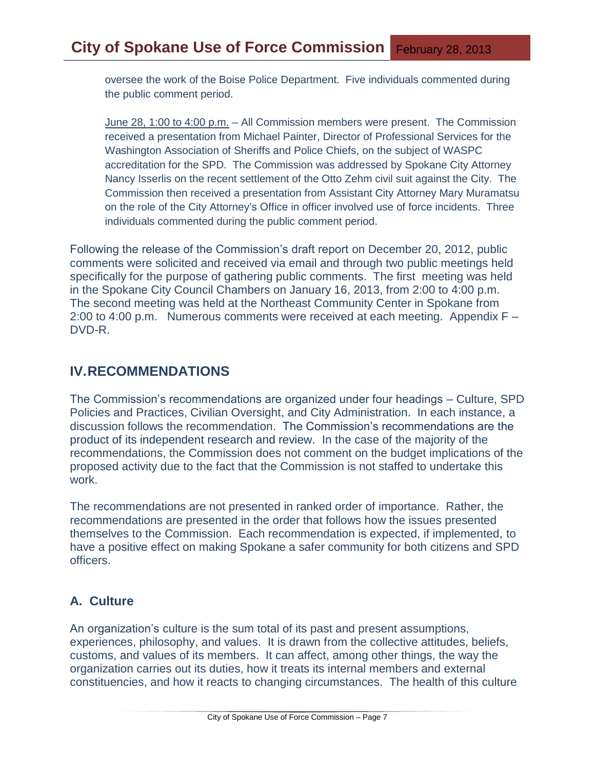oversee the work of the Boise Police Department. Five individuals commented during the public comment period.

June 28, 1:00 to 4:00 p.m. – All Commission members were present. The Commission received a presentation from Michael Painter, Director of Professional Services for the Washington Association of Sheriffs and Police Chiefs, on the subject of WASPC accreditation for the SPD. The Commission was addressed by Spokane City Attorney Nancy Isserlis on the recent settlement of the Otto Zehm civil suit against the City. The Commission then received a presentation from Assistant City Attorney Mary Muramatsu on the role of the City Attorney's Office in officer involved use of force incidents. Three individuals commented during the public comment period.

Following the release of the Commission's draft report on December 20, 2012, public comments were solicited and received via email and through two public meetings held specifically for the purpose of gathering public comments. The first meeting was held in the Spokane City Council Chambers on January 16, 2013, from 2:00 to 4:00 p.m. The second meeting was held at the Northeast Community Center in Spokane from 2:00 to 4:00 p.m. Numerous comments were received at each meeting. Appendix F – DVD-R.

## IV. RECOMMENDATIONS

The Commission's recommendations are organized under four headings – Culture, SPD Policies and Practices, Civilian Oversight, and City Administration. In each instance, a discussion follows the recommendation. The Commission's recommendations are the product of its independent research and review. In the case of the majority of the recommendations, the Commission does not comment on the budget implications of the proposed activity due to the fact that the Commission is not staffed to undertake this work.

The recommendations are not presented in ranked order of importance. Rather, the recommendations are presented in the order that follows how the issues presented themselves to the Commission. Each recommendation is expected, if implemented, to have a positive effect on making Spokane a safer community for both citizens and SPD officers.

### A. Culture

An organization's culture is the sum total of its past and present assumptions, experiences, philosophy, and values. It is drawn from the collective attitudes, beliefs, customs, and values of its members. It can affect, among other things, the way the organization carries out its duties, how it treats its internal members and external constituencies, and how it reacts to changing circumstances. The health of this culture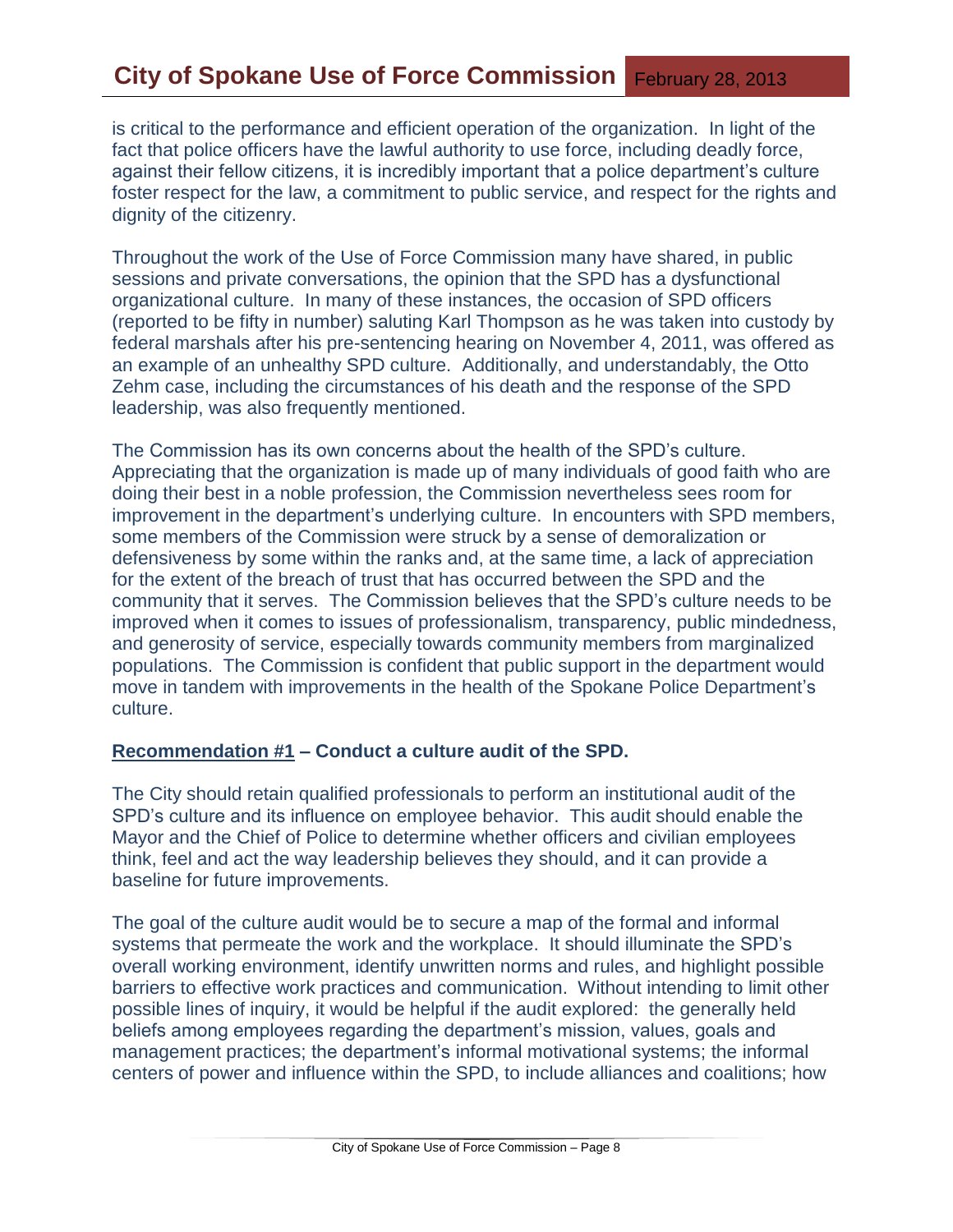is critical to the performance and efficient operation of the organization. In light of the fact that police officers have the lawful authority to use force, including deadly force, against their fellow citizens, it is incredibly important that a police department's culture foster respect for the law, a commitment to public service, and respect for the rights and dignity of the citizenry.

Throughout the work of the Use of Force Commission many have shared, in public sessions and private conversations, the opinion that the SPD has a dysfunctional organizational culture. In many of these instances, the occasion of SPD officers (reported to be fifty in number) saluting Karl Thompson as he was taken into custody by federal marshals after his pre-sentencing hearing on November 4, 2011, was offered as an example of an unhealthy SPD culture. Additionally, and understandably, the Otto Zehm case, including the circumstances of his death and the response of the SPD leadership, was also frequently mentioned.

The Commission has its own concerns about the health of the SPD's culture. Appreciating that the organization is made up of many individuals of good faith who are doing their best in a noble profession, the Commission nevertheless sees room for improvement in the department's underlying culture. In encounters with SPD members, some members of the Commission were struck by a sense of demoralization or defensiveness by some within the ranks and, at the same time, a lack of appreciation for the extent of the breach of trust that has occurred between the SPD and the community that it serves. The Commission believes that the SPD's culture needs to be improved when it comes to issues of professionalism, transparency, public mindedness, and generosity of service, especially towards community members from marginalized populations. The Commission is confident that public support in the department would move in tandem with improvements in the health of the Spokane Police Department's culture.

**Recommendation #1 – Conduct a culture audit of the SPD.**

The City should retain qualified professionals to perform an institutional audit of the SPD's culture and its influence on employee behavior. This audit should enable the Mayor and the Chief of Police to determine whether officers and civilian employees think, feel and act the way leadership believes they should, and it can provide a baseline for future improvements.

The goal of the culture audit would be to secure a map of the formal and informal systems that permeate the work and the workplace. It should illuminate the SPD's overall working environment, identify unwritten norms and rules, and highlight possible barriers to effective work practices and communication. Without intending to limit other possible lines of inquiry, it would be helpful if the audit explored: the generally held beliefs among employees regarding the department's mission, values, goals and management practices; the department's informal motivational systems; the informal centers of power and influence within the SPD, to include alliances and coalitions; how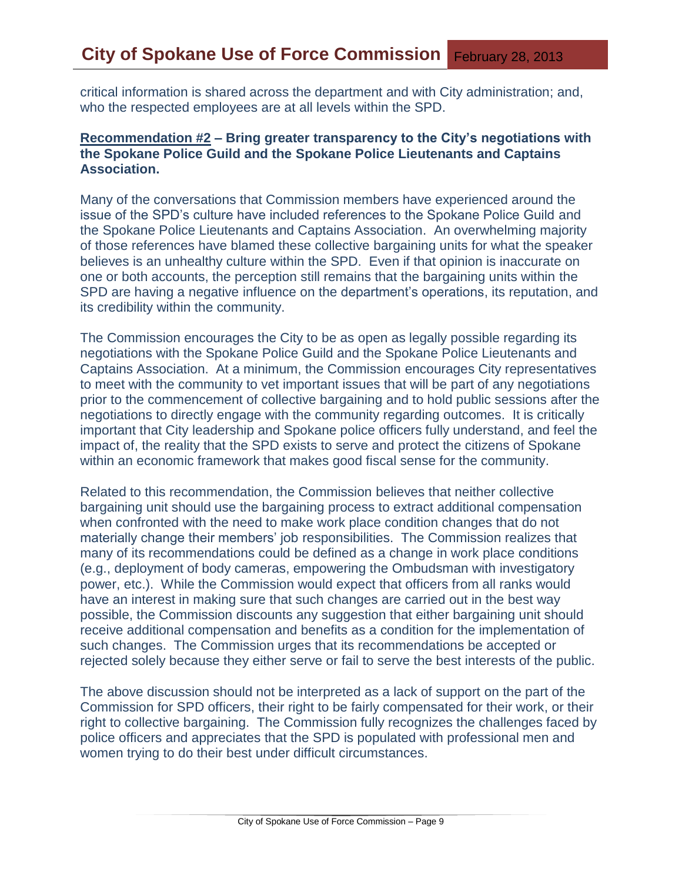critical information is shared across the department and with City administration; and, who the respected employees are at all levels within the SPD.

**Recommendation #2 – Bring greater transparency to the City's negotiations with the Spokane Police Guild and the Spokane Police Lieutenants and Captains Association.**

Many of the conversations that Commission members have experienced around the issue of the SPD's culture have included references to the Spokane Police Guild and the Spokane Police Lieutenants and Captains Association. An overwhelming majority of those references have blamed these collective bargaining units for what the speaker believes is an unhealthy culture within the SPD. Even if that opinion is inaccurate on one or both accounts, the perception still remains that the bargaining units within the SPD are having a negative influence on the department's operations, its reputation, and its credibility within the community.

The Commission encourages the City to be as open as legally possible regarding its negotiations with the Spokane Police Guild and the Spokane Police Lieutenants and Captains Association. At a minimum, the Commission encourages City representatives to meet with the community to vet important issues that will be part of any negotiations prior to the commencement of collective bargaining and to hold public sessions after the negotiations to directly engage with the community regarding outcomes. It is critically important that City leadership and Spokane police officers fully understand, and feel the impact of, the reality that the SPD exists to serve and protect the citizens of Spokane within an economic framework that makes good fiscal sense for the community.

Related to this recommendation, the Commission believes that neither collective bargaining unit should use the bargaining process to extract additional compensation when confronted with the need to make work place condition changes that do not materially change their members' job responsibilities. The Commission realizes that many of its recommendations could be defined as a change in work place conditions (e.g., deployment of body cameras, empowering the Ombudsman with investigatory power, etc.). While the Commission would expect that officers from all ranks would have an interest in making sure that such changes are carried out in the best way possible, the Commission discounts any suggestion that either bargaining unit should receive additional compensation and benefits as a condition for the implementation of such changes. The Commission urges that its recommendations be accepted or rejected solely because they either serve or fail to serve the best interests of the public.

The above discussion should not be interpreted as a lack of support on the part of the Commission for SPD officers, their right to be fairly compensated for their work, or their right to collective bargaining. The Commission fully recognizes the challenges faced by police officers and appreciates that the SPD is populated with professional men and women trying to do their best under difficult circumstances.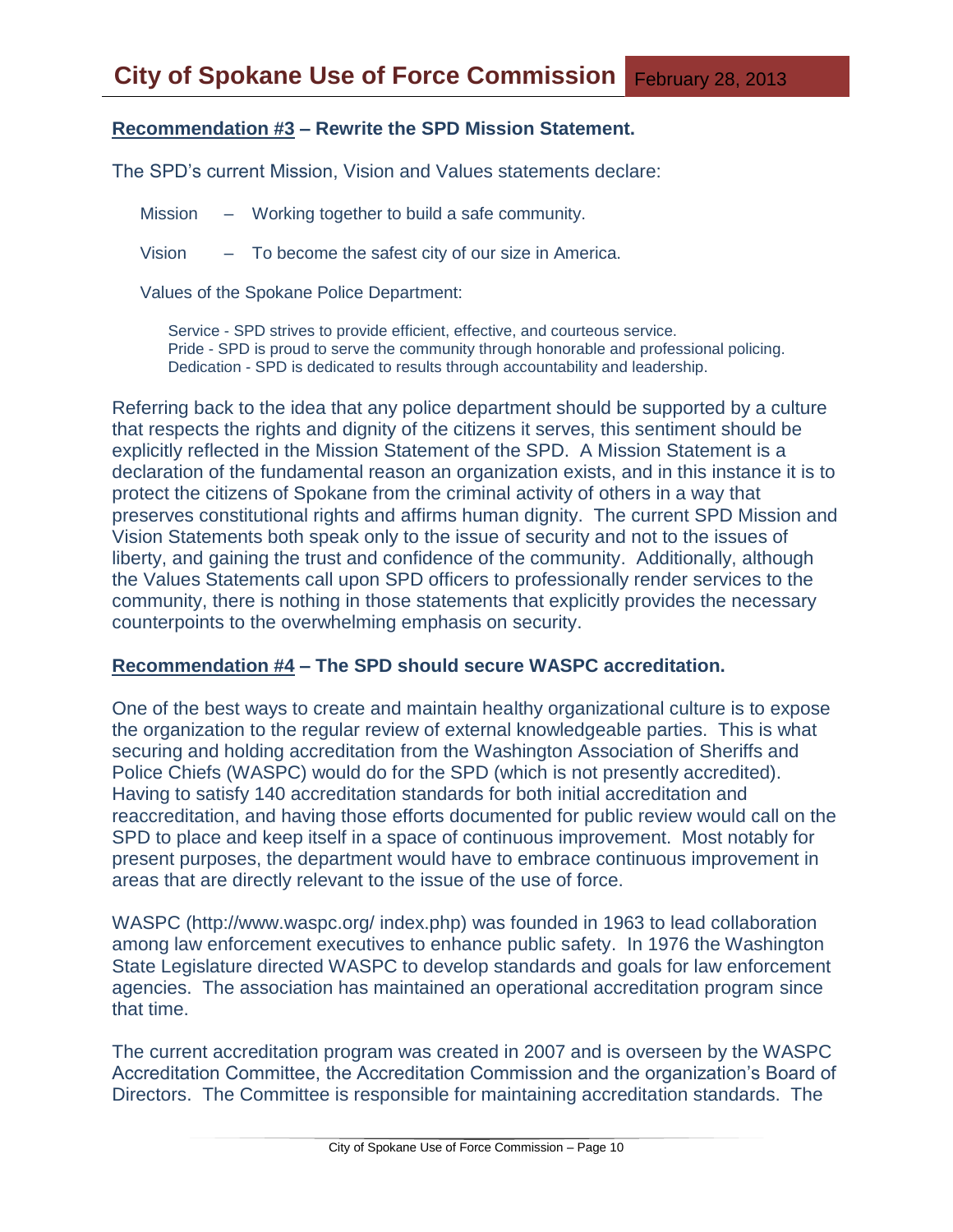## Recommendation #3 – Rewrite the SPD Mission Statement.

The SPD's current Mission, Vision and Values statements declare:

Mission – Working together to build a safe community.

Vision – To become the safest city of our size in America.

Values of the Spokane Police Department:

Service - SPD strives to provide efficient, effective, and courteous service.
Pride - SPD is proud to serve the community through honorable and professional policing.
Dedication - SPD is dedicated to results through accountability and leadership.

Referring back to the idea that any police department should be supported by a culture that respects the rights and dignity of the citizens it serves, this sentiment should be explicitly reflected in the Mission Statement of the SPD. A Mission Statement is a declaration of the fundamental reason an organization exists, and in this instance it is to protect the citizens of Spokane from the criminal activity of others in a way that preserves constitutional rights and affirms human dignity. The current SPD Mission and Vision Statements both speak only to the issue of security and not to the issues of liberty, and gaining the trust and confidence of the community. Additionally, although the Values Statements call upon SPD officers to professionally render services to the community, there is nothing in those statements that explicitly provides the necessary counterpoints to the overwhelming emphasis on security.

## Recommendation #4 – The SPD should secure WASPC accreditation.

One of the best ways to create and maintain healthy organizational culture is to expose the organization to the regular review of external knowledgeable parties. This is what securing and holding accreditation from the Washington Association of Sheriffs and Police Chiefs (WASPC) would do for the SPD (which is not presently accredited). Having to satisfy 140 accreditation standards for both initial accreditation and reaccreditation, and having those efforts documented for public review would call on the SPD to place and keep itself in a space of continuous improvement. Most notably for present purposes, the department would have to embrace continuous improvement in areas that are directly relevant to the issue of the use of force.

WASPC (http://www.waspc.org/ index.php) was founded in 1963 to lead collaboration among law enforcement executives to enhance public safety. In 1976 the Washington State Legislature directed WASPC to develop standards and goals for law enforcement agencies. The association has maintained an operational accreditation program since that time.

The current accreditation program was created in 2007 and is overseen by the WASPC Accreditation Committee, the Accreditation Commission and the organization's Board of Directors. The Committee is responsible for maintaining accreditation standards. The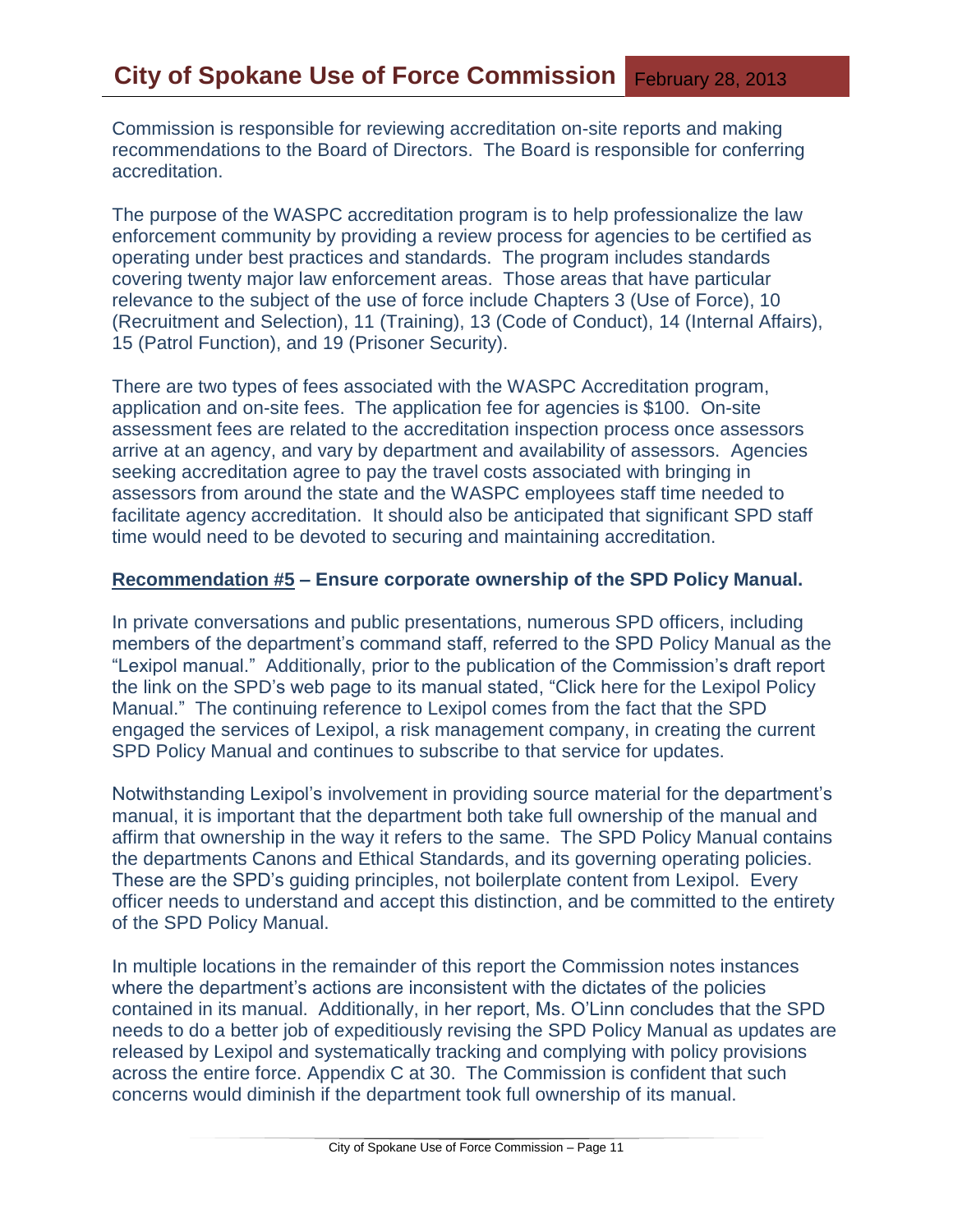Commission is responsible for reviewing accreditation on-site reports and making recommendations to the Board of Directors. The Board is responsible for conferring accreditation.

The purpose of the WASPC accreditation program is to help professionalize the law enforcement community by providing a review process for agencies to be certified as operating under best practices and standards. The program includes standards covering twenty major law enforcement areas. Those areas that have particular relevance to the subject of the use of force include Chapters 3 (Use of Force), 10 (Recruitment and Selection), 11 (Training), 13 (Code of Conduct), 14 (Internal Affairs), 15 (Patrol Function), and 19 (Prisoner Security).

There are two types of fees associated with the WASPC Accreditation program, application and on-site fees. The application fee for agencies is $100. On-site assessment fees are related to the accreditation inspection process once assessors arrive at an agency, and vary by department and availability of assessors. Agencies seeking accreditation agree to pay the travel costs associated with bringing in assessors from around the state and the WASPC employees staff time needed to facilitate agency accreditation. It should also be anticipated that significant SPD staff time would need to be devoted to securing and maintaining accreditation.

**Recommendation #5 – Ensure corporate ownership of the SPD Policy Manual.**

In private conversations and public presentations, numerous SPD officers, including members of the department's command staff, referred to the SPD Policy Manual as the "Lexipol manual." Additionally, prior to the publication of the Commission's draft report the link on the SPD's web page to its manual stated, "Click here for the Lexipol Policy Manual." The continuing reference to Lexipol comes from the fact that the SPD engaged the services of Lexipol, a risk management company, in creating the current SPD Policy Manual and continues to subscribe to that service for updates.

Notwithstanding Lexipol's involvement in providing source material for the department's manual, it is important that the department both take full ownership of the manual and affirm that ownership in the way it refers to the same. The SPD Policy Manual contains the departments Canons and Ethical Standards, and its governing operating policies. These are the SPD's guiding principles, not boilerplate content from Lexipol. Every officer needs to understand and accept this distinction, and be committed to the entirety of the SPD Policy Manual.

In multiple locations in the remainder of this report the Commission notes instances where the department's actions are inconsistent with the dictates of the policies contained in its manual. Additionally, in her report, Ms. O'Linn concludes that the SPD needs to do a better job of expeditiously revising the SPD Policy Manual as updates are released by Lexipol and systematically tracking and complying with policy provisions across the entire force. Appendix C at 30. The Commission is confident that such concerns would diminish if the department took full ownership of its manual.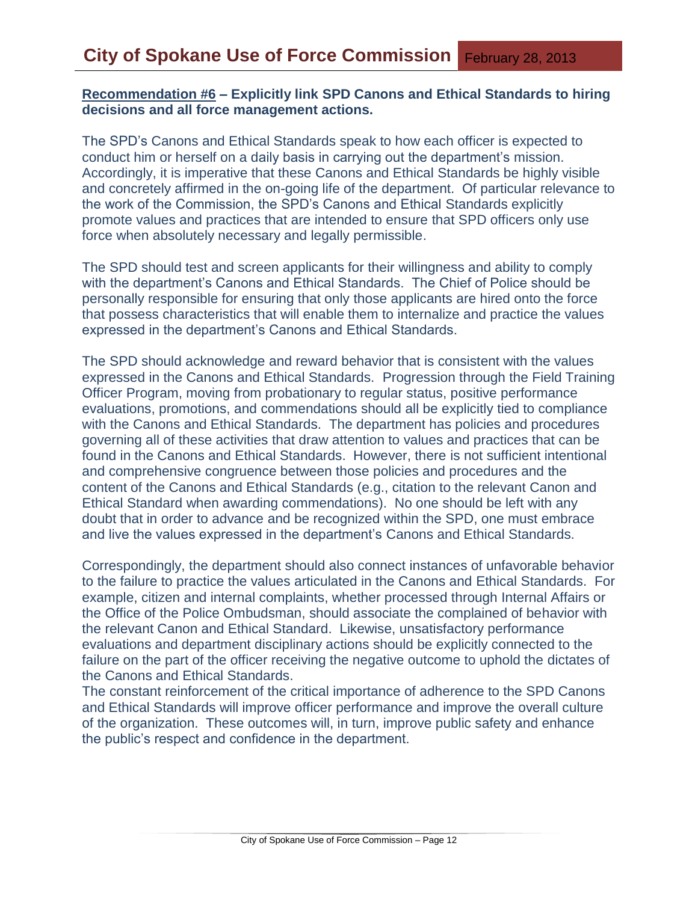**Recommendation #6 – Explicitly link SPD Canons and Ethical Standards to hiring decisions and all force management actions.**

The SPD's Canons and Ethical Standards speak to how each officer is expected to conduct him or herself on a daily basis in carrying out the department's mission. Accordingly, it is imperative that these Canons and Ethical Standards be highly visible and concretely affirmed in the on-going life of the department. Of particular relevance to the work of the Commission, the SPD's Canons and Ethical Standards explicitly promote values and practices that are intended to ensure that SPD officers only use force when absolutely necessary and legally permissible.

The SPD should test and screen applicants for their willingness and ability to comply with the department's Canons and Ethical Standards. The Chief of Police should be personally responsible for ensuring that only those applicants are hired onto the force that possess characteristics that will enable them to internalize and practice the values expressed in the department's Canons and Ethical Standards.

The SPD should acknowledge and reward behavior that is consistent with the values expressed in the Canons and Ethical Standards. Progression through the Field Training Officer Program, moving from probationary to regular status, positive performance evaluations, promotions, and commendations should all be explicitly tied to compliance with the Canons and Ethical Standards. The department has policies and procedures governing all of these activities that draw attention to values and practices that can be found in the Canons and Ethical Standards. However, there is not sufficient intentional and comprehensive congruence between those policies and procedures and the content of the Canons and Ethical Standards (e.g., citation to the relevant Canon and Ethical Standard when awarding commendations). No one should be left with any doubt that in order to advance and be recognized within the SPD, one must embrace and live the values expressed in the department's Canons and Ethical Standards.

Correspondingly, the department should also connect instances of unfavorable behavior to the failure to practice the values articulated in the Canons and Ethical Standards. For example, citizen and internal complaints, whether processed through Internal Affairs or the Office of the Police Ombudsman, should associate the complained of behavior with the relevant Canon and Ethical Standard. Likewise, unsatisfactory performance evaluations and department disciplinary actions should be explicitly connected to the failure on the part of the officer receiving the negative outcome to uphold the dictates of the Canons and Ethical Standards.

The constant reinforcement of the critical importance of adherence to the SPD Canons and Ethical Standards will improve officer performance and improve the overall culture of the organization. These outcomes will, in turn, improve public safety and enhance the public's respect and confidence in the department.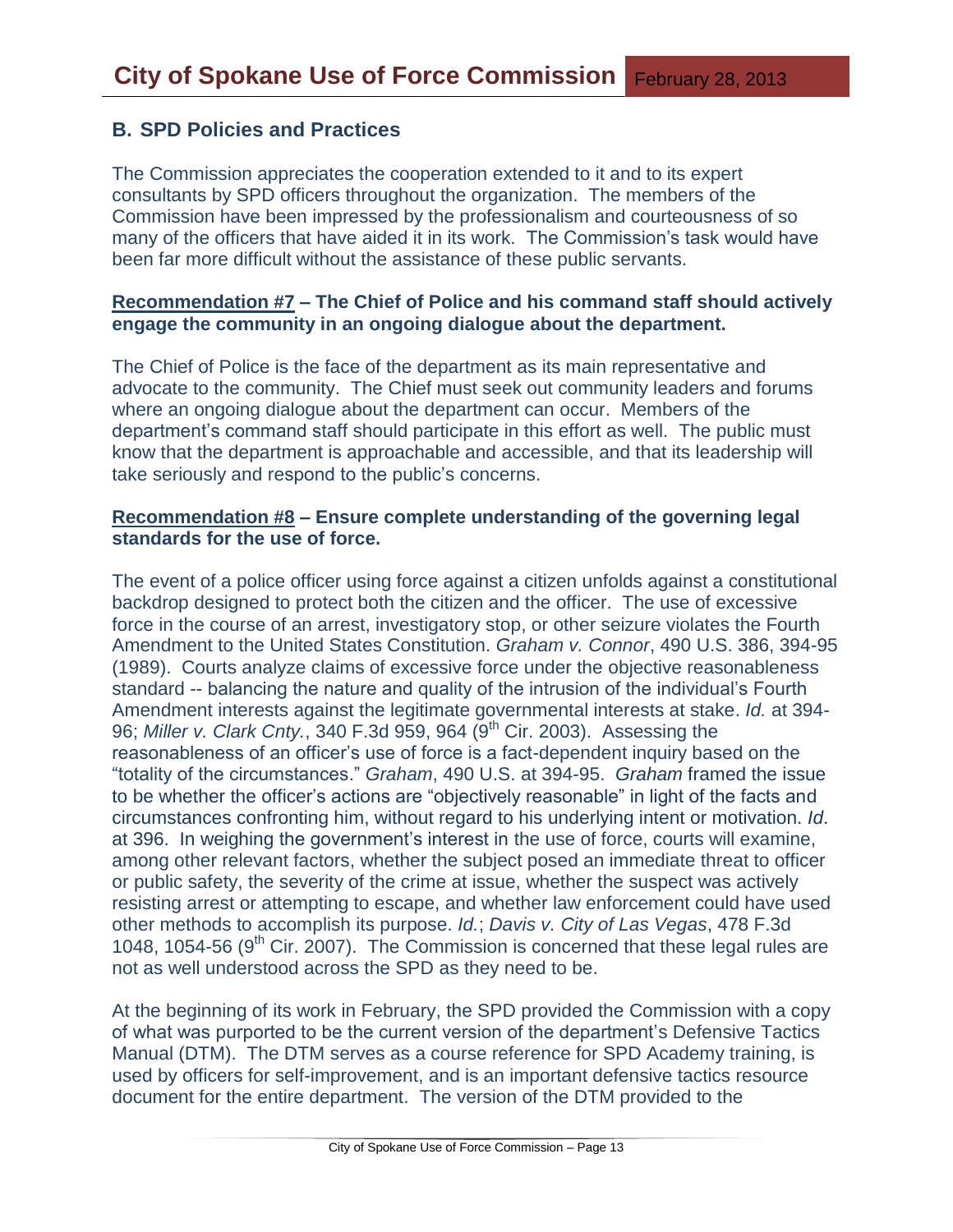## B. SPD Policies and Practices

The Commission appreciates the cooperation extended to it and to its expert consultants by SPD officers throughout the organization. The members of the Commission have been impressed by the professionalism and courteousness of so many of the officers that have aided it in its work. The Commission's task would have been far more difficult without the assistance of these public servants.

**Recommendation #7 – The Chief of Police and his command staff should actively engage the community in an ongoing dialogue about the department.**

The Chief of Police is the face of the department as its main representative and advocate to the community. The Chief must seek out community leaders and forums where an ongoing dialogue about the department can occur. Members of the department's command staff should participate in this effort as well. The public must know that the department is approachable and accessible, and that its leadership will take seriously and respond to the public's concerns.

**Recommendation #8 – Ensure complete understanding of the governing legal standards for the use of force.**

The event of a police officer using force against a citizen unfolds against a constitutional backdrop designed to protect both the citizen and the officer. The use of excessive force in the course of an arrest, investigatory stop, or other seizure violates the Fourth Amendment to the United States Constitution. *Graham v. Connor*, 490 U.S. 386, 394-95 (1989). Courts analyze claims of excessive force under the objective reasonableness standard -- balancing the nature and quality of the intrusion of the individual's Fourth Amendment interests against the legitimate governmental interests at stake. *Id.* at 394-96; *Miller v. Clark Cnty.*, 340 F.3d 959, 964 (9th Cir. 2003). Assessing the reasonableness of an officer's use of force is a fact-dependent inquiry based on the "totality of the circumstances." *Graham*, 490 U.S. at 394-95. *Graham* framed the issue to be whether the officer's actions are "objectively reasonable" in light of the facts and circumstances confronting him, without regard to his underlying intent or motivation. *Id.* at 396. In weighing the government's interest in the use of force, courts will examine, among other relevant factors, whether the subject posed an immediate threat to officer or public safety, the severity of the crime at issue, whether the suspect was actively resisting arrest or attempting to escape, and whether law enforcement could have used other methods to accomplish its purpose. *Id.*; *Davis v. City of Las Vegas*, 478 F.3d 1048, 1054-56 (9th Cir. 2007). The Commission is concerned that these legal rules are not as well understood across the SPD as they need to be.

At the beginning of its work in February, the SPD provided the Commission with a copy of what was purported to be the current version of the department's Defensive Tactics Manual (DTM). The DTM serves as a course reference for SPD Academy training, is used by officers for self-improvement, and is an important defensive tactics resource document for the entire department. The version of the DTM provided to the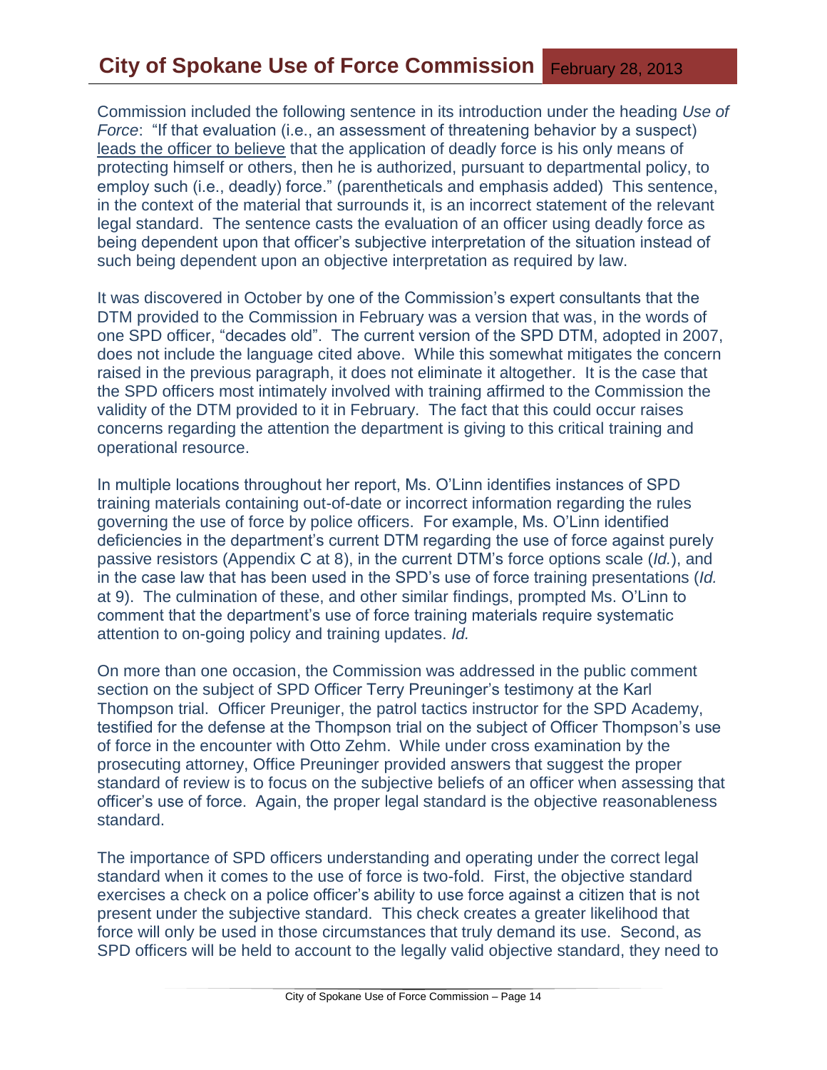Commission included the following sentence in its introduction under the heading *Use of Force*: "If that evaluation (i.e., an assessment of threatening behavior by a suspect) <u>leads the officer to believe</u> that the application of deadly force is his only means of protecting himself or others, then he is authorized, pursuant to departmental policy, to employ such (i.e., deadly) force." (parentheticals and emphasis added) This sentence, in the context of the material that surrounds it, is an incorrect statement of the relevant legal standard. The sentence casts the evaluation of an officer using deadly force as being dependent upon that officer's subjective interpretation of the situation instead of such being dependent upon an objective interpretation as required by law.

It was discovered in October by one of the Commission's expert consultants that the DTM provided to the Commission in February was a version that was, in the words of one SPD officer, "decades old". The current version of the SPD DTM, adopted in 2007, does not include the language cited above. While this somewhat mitigates the concern raised in the previous paragraph, it does not eliminate it altogether. It is the case that the SPD officers most intimately involved with training affirmed to the Commission the validity of the DTM provided to it in February. The fact that this could occur raises concerns regarding the attention the department is giving to this critical training and operational resource.

In multiple locations throughout her report, Ms. O'Linn identifies instances of SPD training materials containing out-of-date or incorrect information regarding the rules governing the use of force by police officers. For example, Ms. O'Linn identified deficiencies in the department's current DTM regarding the use of force against purely passive resistors (Appendix C at 8), in the current DTM's force options scale (*Id.*), and in the case law that has been used in the SPD's use of force training presentations (*Id.* at 9). The culmination of these, and other similar findings, prompted Ms. O'Linn to comment that the department's use of force training materials require systematic attention to on-going policy and training updates. *Id.*

On more than one occasion, the Commission was addressed in the public comment section on the subject of SPD Officer Terry Preuninger's testimony at the Karl Thompson trial. Officer Preuniger, the patrol tactics instructor for the SPD Academy, testified for the defense at the Thompson trial on the subject of Officer Thompson's use of force in the encounter with Otto Zehm. While under cross examination by the prosecuting attorney, Office Preuninger provided answers that suggest the proper standard of review is to focus on the subjective beliefs of an officer when assessing that officer's use of force. Again, the proper legal standard is the objective reasonableness standard.

The importance of SPD officers understanding and operating under the correct legal standard when it comes to the use of force is two-fold. First, the objective standard exercises a check on a police officer's ability to use force against a citizen that is not present under the subjective standard. This check creates a greater likelihood that force will only be used in those circumstances that truly demand its use. Second, as SPD officers will be held to account to the legally valid objective standard, they need to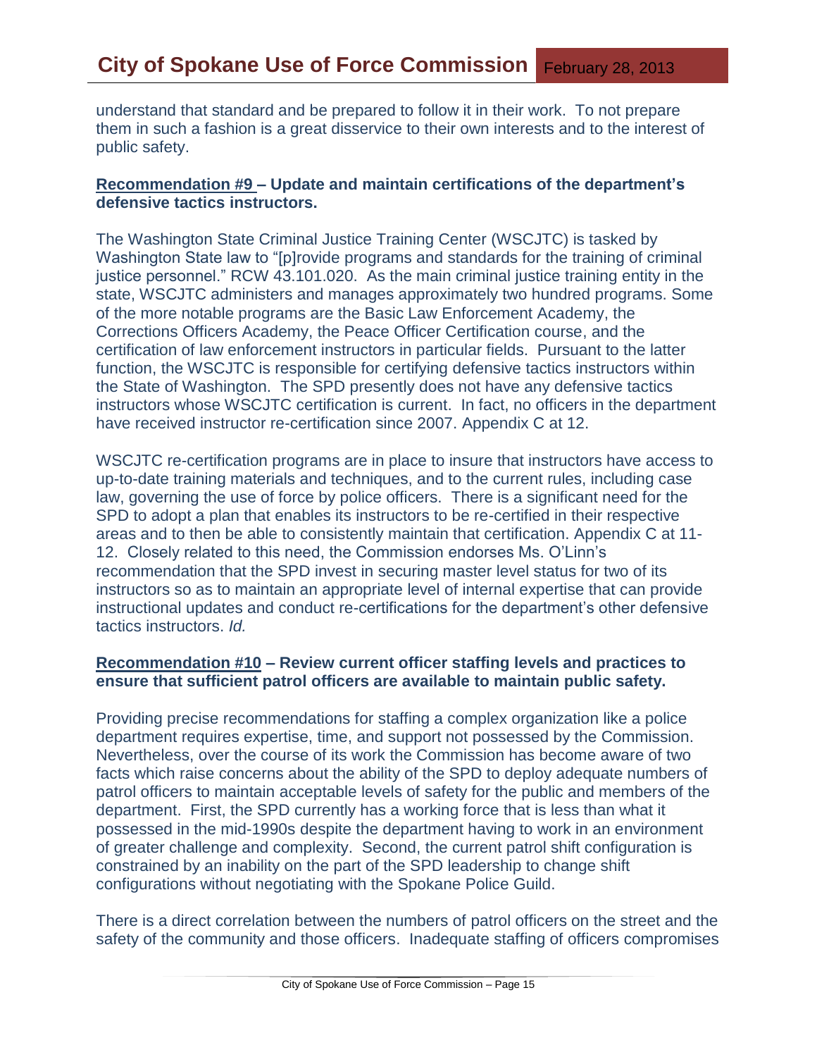understand that standard and be prepared to follow it in their work. To not prepare them in such a fashion is a great disservice to their own interests and to the interest of public safety.

**Recommendation #9 – Update and maintain certifications of the department's defensive tactics instructors.**

The Washington State Criminal Justice Training Center (WSCJTC) is tasked by Washington State law to "[p]rovide programs and standards for the training of criminal justice personnel." RCW 43.101.020. As the main criminal justice training entity in the state, WSCJTC administers and manages approximately two hundred programs. Some of the more notable programs are the Basic Law Enforcement Academy, the Corrections Officers Academy, the Peace Officer Certification course, and the certification of law enforcement instructors in particular fields. Pursuant to the latter function, the WSCJTC is responsible for certifying defensive tactics instructors within the State of Washington. The SPD presently does not have any defensive tactics instructors whose WSCJTC certification is current. In fact, no officers in the department have received instructor re-certification since 2007. Appendix C at 12.

WSCJTC re-certification programs are in place to insure that instructors have access to up-to-date training materials and techniques, and to the current rules, including case law, governing the use of force by police officers. There is a significant need for the SPD to adopt a plan that enables its instructors to be re-certified in their respective areas and to then be able to consistently maintain that certification. Appendix C at 11-12. Closely related to this need, the Commission endorses Ms. O'Linn's recommendation that the SPD invest in securing master level status for two of its instructors so as to maintain an appropriate level of internal expertise that can provide instructional updates and conduct re-certifications for the department's other defensive tactics instructors. *Id.*

**Recommendation #10 – Review current officer staffing levels and practices to ensure that sufficient patrol officers are available to maintain public safety.**

Providing precise recommendations for staffing a complex organization like a police department requires expertise, time, and support not possessed by the Commission. Nevertheless, over the course of its work the Commission has become aware of two facts which raise concerns about the ability of the SPD to deploy adequate numbers of patrol officers to maintain acceptable levels of safety for the public and members of the department. First, the SPD currently has a working force that is less than what it possessed in the mid-1990s despite the department having to work in an environment of greater challenge and complexity. Second, the current patrol shift configuration is constrained by an inability on the part of the SPD leadership to change shift configurations without negotiating with the Spokane Police Guild.

There is a direct correlation between the numbers of patrol officers on the street and the safety of the community and those officers. Inadequate staffing of officers compromises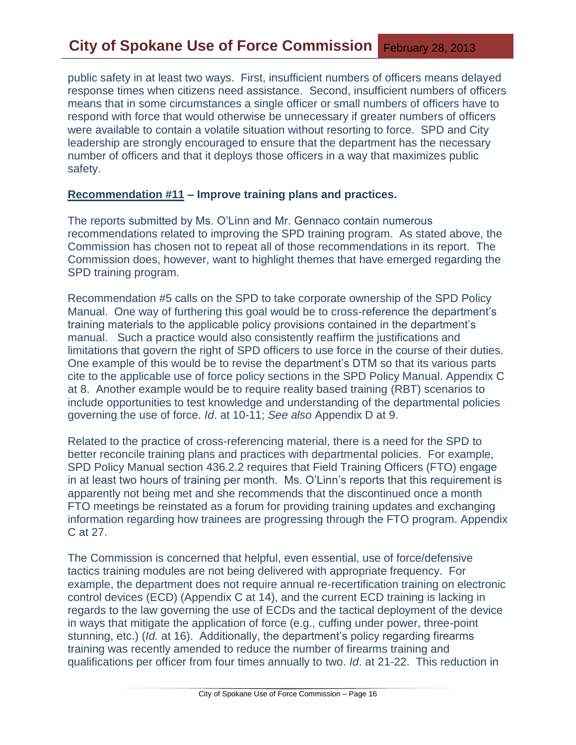public safety in at least two ways. First, insufficient numbers of officers means delayed response times when citizens need assistance. Second, insufficient numbers of officers means that in some circumstances a single officer or small numbers of officers have to respond with force that would otherwise be unnecessary if greater numbers of officers were available to contain a volatile situation without resorting to force. SPD and City leadership are strongly encouraged to ensure that the department has the necessary number of officers and that it deploys those officers in a way that maximizes public safety.

**<u>Recommendation #11</u> – Improve training plans and practices.**

The reports submitted by Ms. O'Linn and Mr. Gennaco contain numerous recommendations related to improving the SPD training program. As stated above, the Commission has chosen not to repeat all of those recommendations in its report. The Commission does, however, want to highlight themes that have emerged regarding the SPD training program.

Recommendation #5 calls on the SPD to take corporate ownership of the SPD Policy Manual. One way of furthering this goal would be to cross-reference the department's training materials to the applicable policy provisions contained in the department's manual. Such a practice would also consistently reaffirm the justifications and limitations that govern the right of SPD officers to use force in the course of their duties. One example of this would be to revise the department's DTM so that its various parts cite to the applicable use of force policy sections in the SPD Policy Manual. Appendix C at 8. Another example would be to require reality based training (RBT) scenarios to include opportunities to test knowledge and understanding of the departmental policies governing the use of force. *Id*. at 10-11; *See also* Appendix D at 9.

Related to the practice of cross-referencing material, there is a need for the SPD to better reconcile training plans and practices with departmental policies. For example, SPD Policy Manual section 436.2.2 requires that Field Training Officers (FTO) engage in at least two hours of training per month. Ms. O'Linn's reports that this requirement is apparently not being met and she recommends that the discontinued once a month FTO meetings be reinstated as a forum for providing training updates and exchanging information regarding how trainees are progressing through the FTO program. Appendix C at 27.

The Commission is concerned that helpful, even essential, use of force/defensive tactics training modules are not being delivered with appropriate frequency. For example, the department does not require annual re-recertification training on electronic control devices (ECD) (Appendix C at 14), and the current ECD training is lacking in regards to the law governing the use of ECDs and the tactical deployment of the device in ways that mitigate the application of force (e.g., cuffing under power, three-point stunning, etc.) (*Id.* at 16). Additionally, the department's policy regarding firearms training was recently amended to reduce the number of firearms training and qualifications per officer from four times annually to two. *Id*. at 21-22. This reduction in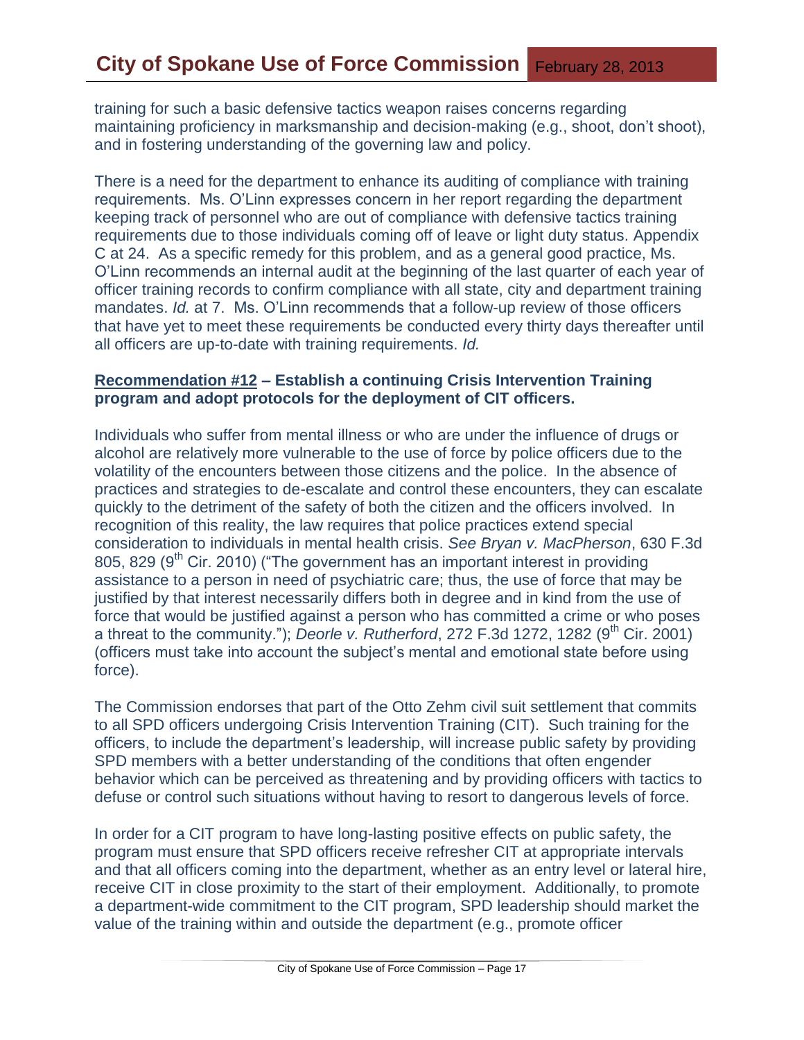training for such a basic defensive tactics weapon raises concerns regarding maintaining proficiency in marksmanship and decision-making (e.g., shoot, don't shoot), and in fostering understanding of the governing law and policy.

There is a need for the department to enhance its auditing of compliance with training requirements. Ms. O'Linn expresses concern in her report regarding the department keeping track of personnel who are out of compliance with defensive tactics training requirements due to those individuals coming off of leave or light duty status. Appendix C at 24. As a specific remedy for this problem, and as a general good practice, Ms. O'Linn recommends an internal audit at the beginning of the last quarter of each year of officer training records to confirm compliance with all state, city and department training mandates. *Id.* at 7. Ms. O'Linn recommends that a follow-up review of those officers that have yet to meet these requirements be conducted every thirty days thereafter until all officers are up-to-date with training requirements. *Id.*

**<u>Recommendation #12</u> – Establish a continuing Crisis Intervention Training program and adopt protocols for the deployment of CIT officers.**

Individuals who suffer from mental illness or who are under the influence of drugs or alcohol are relatively more vulnerable to the use of force by police officers due to the volatility of the encounters between those citizens and the police. In the absence of practices and strategies to de-escalate and control these encounters, they can escalate quickly to the detriment of the safety of both the citizen and the officers involved. In recognition of this reality, the law requires that police practices extend special consideration to individuals in mental health crisis. *See Bryan v. MacPherson*, 630 F.3d 805, 829 (9th Cir. 2010) ("The government has an important interest in providing assistance to a person in need of psychiatric care; thus, the use of force that may be justified by that interest necessarily differs both in degree and in kind from the use of force that would be justified against a person who has committed a crime or who poses a threat to the community."); *Deorle v. Rutherford*, 272 F.3d 1272, 1282 (9th Cir. 2001) (officers must take into account the subject's mental and emotional state before using force).

The Commission endorses that part of the Otto Zehm civil suit settlement that commits to all SPD officers undergoing Crisis Intervention Training (CIT). Such training for the officers, to include the department's leadership, will increase public safety by providing SPD members with a better understanding of the conditions that often engender behavior which can be perceived as threatening and by providing officers with tactics to defuse or control such situations without having to resort to dangerous levels of force.

In order for a CIT program to have long-lasting positive effects on public safety, the program must ensure that SPD officers receive refresher CIT at appropriate intervals and that all officers coming into the department, whether as an entry level or lateral hire, receive CIT in close proximity to the start of their employment. Additionally, to promote a department-wide commitment to the CIT program, SPD leadership should market the value of the training within and outside the department (e.g., promote officer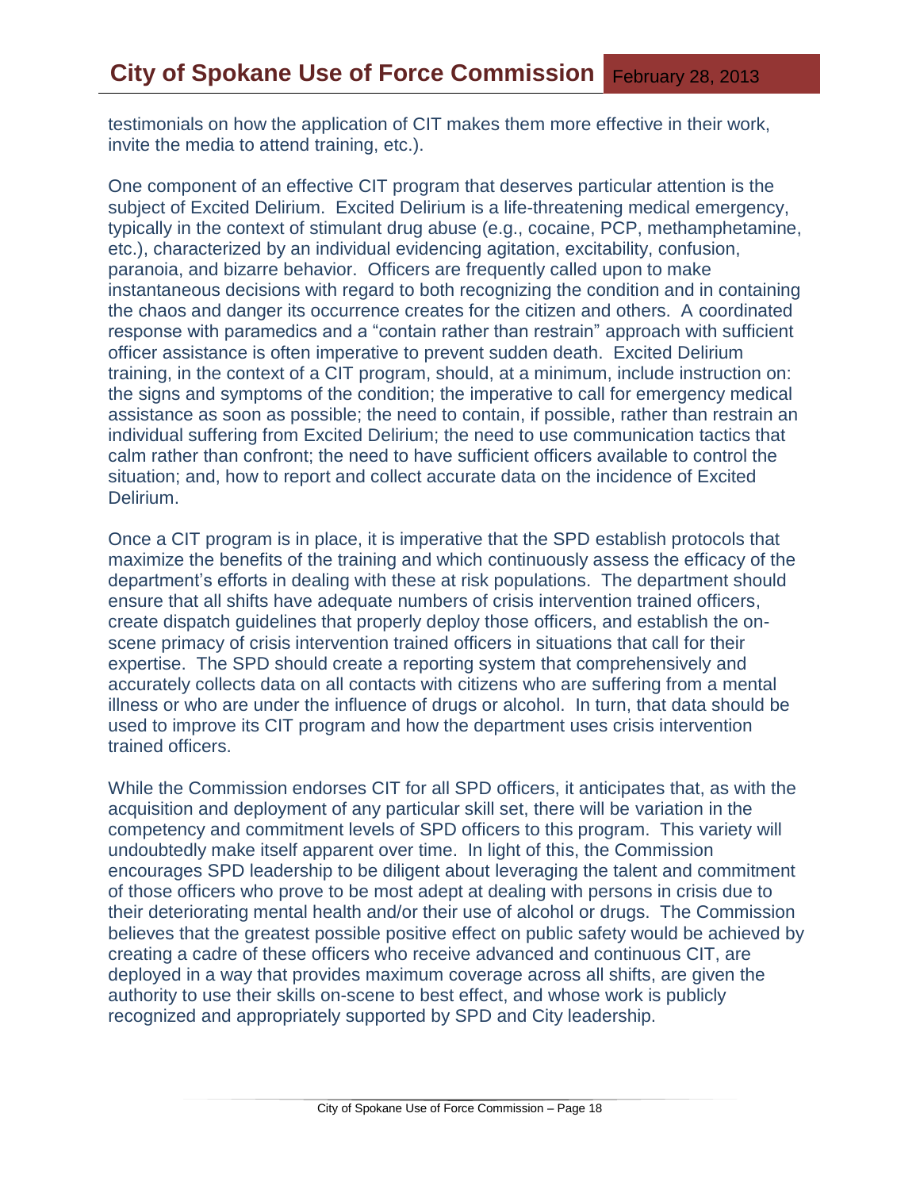testimonials on how the application of CIT makes them more effective in their work, invite the media to attend training, etc.).

One component of an effective CIT program that deserves particular attention is the subject of Excited Delirium. Excited Delirium is a life-threatening medical emergency, typically in the context of stimulant drug abuse (e.g., cocaine, PCP, methamphetamine, etc.), characterized by an individual evidencing agitation, excitability, confusion, paranoia, and bizarre behavior. Officers are frequently called upon to make instantaneous decisions with regard to both recognizing the condition and in containing the chaos and danger its occurrence creates for the citizen and others. A coordinated response with paramedics and a "contain rather than restrain" approach with sufficient officer assistance is often imperative to prevent sudden death. Excited Delirium training, in the context of a CIT program, should, at a minimum, include instruction on: the signs and symptoms of the condition; the imperative to call for emergency medical assistance as soon as possible; the need to contain, if possible, rather than restrain an individual suffering from Excited Delirium; the need to use communication tactics that calm rather than confront; the need to have sufficient officers available to control the situation; and, how to report and collect accurate data on the incidence of Excited Delirium.

Once a CIT program is in place, it is imperative that the SPD establish protocols that maximize the benefits of the training and which continuously assess the efficacy of the department's efforts in dealing with these at risk populations. The department should ensure that all shifts have adequate numbers of crisis intervention trained officers, create dispatch guidelines that properly deploy those officers, and establish the on-scene primacy of crisis intervention trained officers in situations that call for their expertise. The SPD should create a reporting system that comprehensively and accurately collects data on all contacts with citizens who are suffering from a mental illness or who are under the influence of drugs or alcohol. In turn, that data should be used to improve its CIT program and how the department uses crisis intervention trained officers.

While the Commission endorses CIT for all SPD officers, it anticipates that, as with the acquisition and deployment of any particular skill set, there will be variation in the competency and commitment levels of SPD officers to this program. This variety will undoubtedly make itself apparent over time. In light of this, the Commission encourages SPD leadership to be diligent about leveraging the talent and commitment of those officers who prove to be most adept at dealing with persons in crisis due to their deteriorating mental health and/or their use of alcohol or drugs. The Commission believes that the greatest possible positive effect on public safety would be achieved by creating a cadre of these officers who receive advanced and continuous CIT, are deployed in a way that provides maximum coverage across all shifts, are given the authority to use their skills on-scene to best effect, and whose work is publicly recognized and appropriately supported by SPD and City leadership.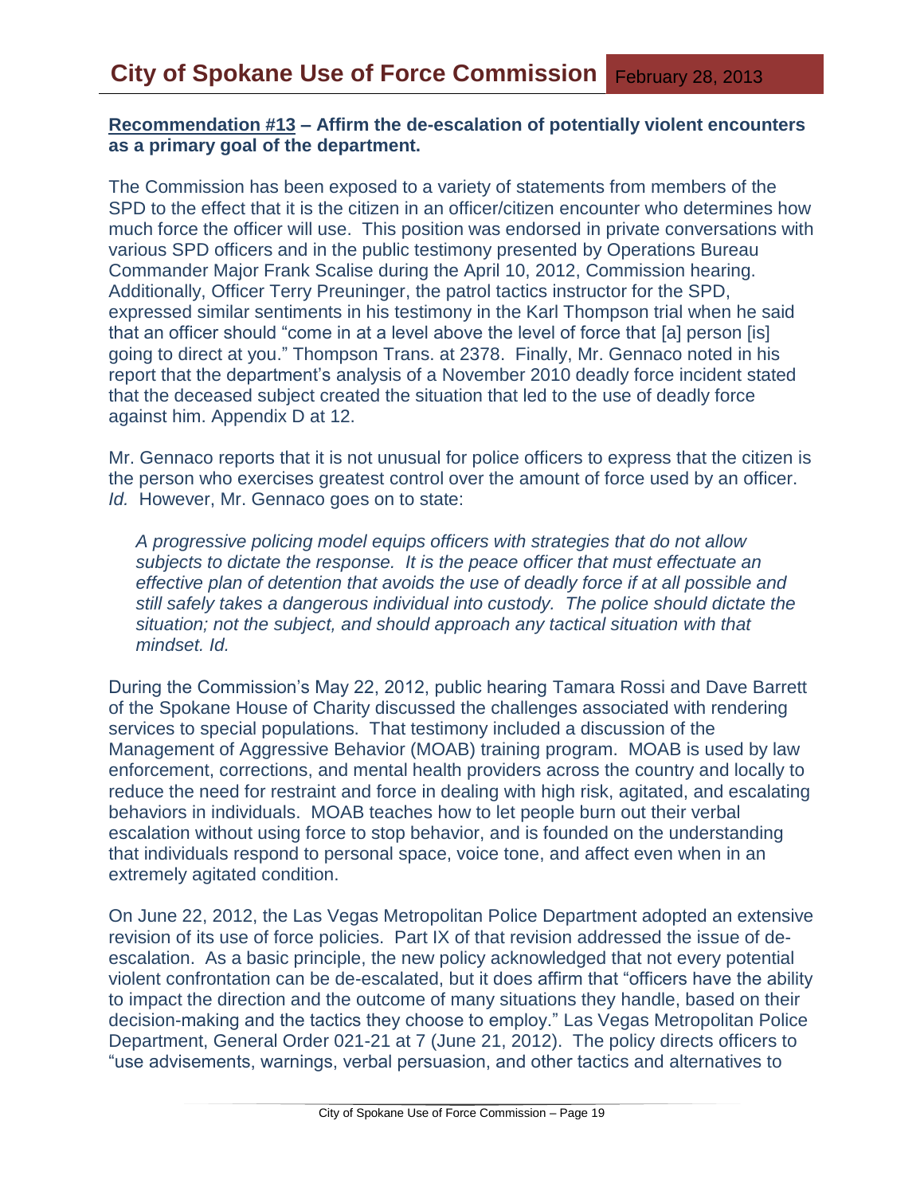**Recommendation #13 – Affirm the de-escalation of potentially violent encounters as a primary goal of the department.**

The Commission has been exposed to a variety of statements from members of the SPD to the effect that it is the citizen in an officer/citizen encounter who determines how much force the officer will use. This position was endorsed in private conversations with various SPD officers and in the public testimony presented by Operations Bureau Commander Major Frank Scalise during the April 10, 2012, Commission hearing. Additionally, Officer Terry Preuninger, the patrol tactics instructor for the SPD, expressed similar sentiments in his testimony in the Karl Thompson trial when he said that an officer should "come in at a level above the level of force that [a] person [is] going to direct at you." Thompson Trans. at 2378. Finally, Mr. Gennaco noted in his report that the department's analysis of a November 2010 deadly force incident stated that the deceased subject created the situation that led to the use of deadly force against him. Appendix D at 12.

Mr. Gennaco reports that it is not unusual for police officers to express that the citizen is the person who exercises greatest control over the amount of force used by an officer. *Id.* However, Mr. Gennaco goes on to state:

> *A progressive policing model equips officers with strategies that do not allow subjects to dictate the response. It is the peace officer that must effectuate an effective plan of detention that avoids the use of deadly force if at all possible and still safely takes a dangerous individual into custody. The police should dictate the situation; not the subject, and should approach any tactical situation with that mindset. Id.*

During the Commission's May 22, 2012, public hearing Tamara Rossi and Dave Barrett of the Spokane House of Charity discussed the challenges associated with rendering services to special populations. That testimony included a discussion of the Management of Aggressive Behavior (MOAB) training program. MOAB is used by law enforcement, corrections, and mental health providers across the country and locally to reduce the need for restraint and force in dealing with high risk, agitated, and escalating behaviors in individuals. MOAB teaches how to let people burn out their verbal escalation without using force to stop behavior, and is founded on the understanding that individuals respond to personal space, voice tone, and affect even when in an extremely agitated condition.

On June 22, 2012, the Las Vegas Metropolitan Police Department adopted an extensive revision of its use of force policies. Part IX of that revision addressed the issue of de-escalation. As a basic principle, the new policy acknowledged that not every potential violent confrontation can be de-escalated, but it does affirm that "officers have the ability to impact the direction and the outcome of many situations they handle, based on their decision-making and the tactics they choose to employ." Las Vegas Metropolitan Police Department, General Order 021-21 at 7 (June 21, 2012). The policy directs officers to "use advisements, warnings, verbal persuasion, and other tactics and alternatives to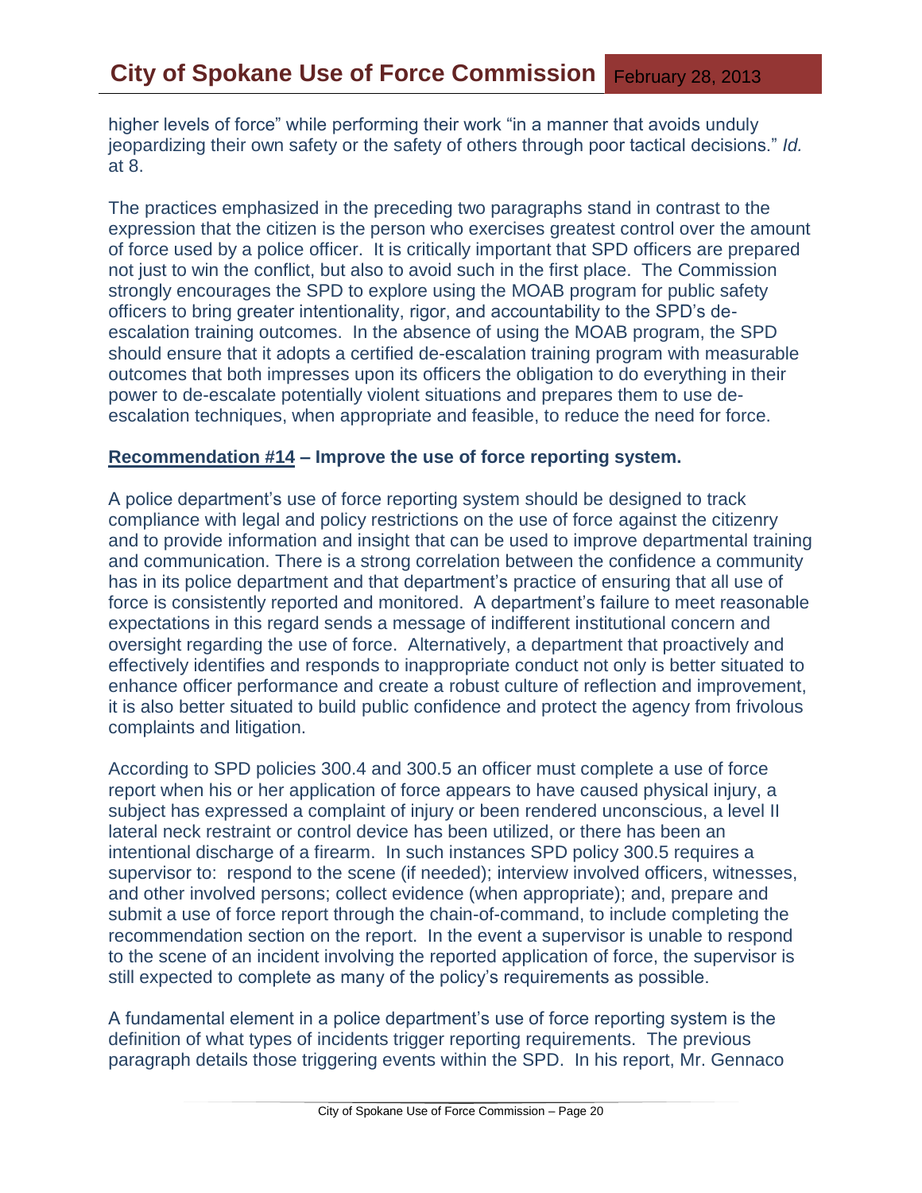higher levels of force" while performing their work "in a manner that avoids unduly jeopardizing their own safety or the safety of others through poor tactical decisions." *Id.* at 8.

The practices emphasized in the preceding two paragraphs stand in contrast to the expression that the citizen is the person who exercises greatest control over the amount of force used by a police officer. It is critically important that SPD officers are prepared not just to win the conflict, but also to avoid such in the first place. The Commission strongly encourages the SPD to explore using the MOAB program for public safety officers to bring greater intentionality, rigor, and accountability to the SPD's de-escalation training outcomes. In the absence of using the MOAB program, the SPD should ensure that it adopts a certified de-escalation training program with measurable outcomes that both impresses upon its officers the obligation to do everything in their power to de-escalate potentially violent situations and prepares them to use de-escalation techniques, when appropriate and feasible, to reduce the need for force.

**Recommendation #14 – Improve the use of force reporting system.**

A police department's use of force reporting system should be designed to track compliance with legal and policy restrictions on the use of force against the citizenry and to provide information and insight that can be used to improve departmental training and communication. There is a strong correlation between the confidence a community has in its police department and that department's practice of ensuring that all use of force is consistently reported and monitored. A department's failure to meet reasonable expectations in this regard sends a message of indifferent institutional concern and oversight regarding the use of force. Alternatively, a department that proactively and effectively identifies and responds to inappropriate conduct not only is better situated to enhance officer performance and create a robust culture of reflection and improvement, it is also better situated to build public confidence and protect the agency from frivolous complaints and litigation.

According to SPD policies 300.4 and 300.5 an officer must complete a use of force report when his or her application of force appears to have caused physical injury, a subject has expressed a complaint of injury or been rendered unconscious, a level II lateral neck restraint or control device has been utilized, or there has been an intentional discharge of a firearm. In such instances SPD policy 300.5 requires a supervisor to: respond to the scene (if needed); interview involved officers, witnesses, and other involved persons; collect evidence (when appropriate); and, prepare and submit a use of force report through the chain-of-command, to include completing the recommendation section on the report. In the event a supervisor is unable to respond to the scene of an incident involving the reported application of force, the supervisor is still expected to complete as many of the policy's requirements as possible.

A fundamental element in a police department's use of force reporting system is the definition of what types of incidents trigger reporting requirements. The previous paragraph details those triggering events within the SPD. In his report, Mr. Gennaco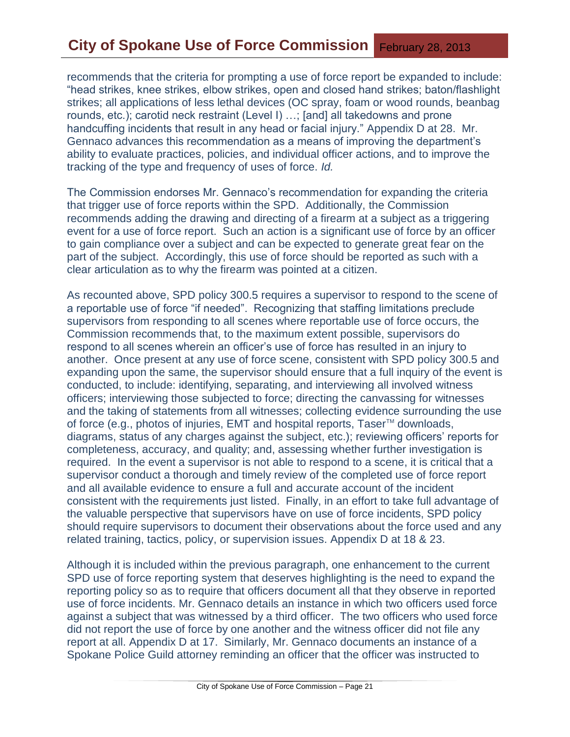recommends that the criteria for prompting a use of force report be expanded to include: "head strikes, knee strikes, elbow strikes, open and closed hand strikes; baton/flashlight strikes; all applications of less lethal devices (OC spray, foam or wood rounds, beanbag rounds, etc.); carotid neck restraint (Level I) …; [and] all takedowns and prone handcuffing incidents that result in any head or facial injury." Appendix D at 28. Mr. Gennaco advances this recommendation as a means of improving the department's ability to evaluate practices, policies, and individual officer actions, and to improve the tracking of the type and frequency of uses of force. *Id.*

The Commission endorses Mr. Gennaco's recommendation for expanding the criteria that trigger use of force reports within the SPD. Additionally, the Commission recommends adding the drawing and directing of a firearm at a subject as a triggering event for a use of force report. Such an action is a significant use of force by an officer to gain compliance over a subject and can be expected to generate great fear on the part of the subject. Accordingly, this use of force should be reported as such with a clear articulation as to why the firearm was pointed at a citizen.

As recounted above, SPD policy 300.5 requires a supervisor to respond to the scene of a reportable use of force "if needed". Recognizing that staffing limitations preclude supervisors from responding to all scenes where reportable use of force occurs, the Commission recommends that, to the maximum extent possible, supervisors do respond to all scenes wherein an officer's use of force has resulted in an injury to another. Once present at any use of force scene, consistent with SPD policy 300.5 and expanding upon the same, the supervisor should ensure that a full inquiry of the event is conducted, to include: identifying, separating, and interviewing all involved witness officers; interviewing those subjected to force; directing the canvassing for witnesses and the taking of statements from all witnesses; collecting evidence surrounding the use of force (e.g., photos of injuries, EMT and hospital reports, Taser™ downloads, diagrams, status of any charges against the subject, etc.); reviewing officers' reports for completeness, accuracy, and quality; and, assessing whether further investigation is required. In the event a supervisor is not able to respond to a scene, it is critical that a supervisor conduct a thorough and timely review of the completed use of force report and all available evidence to ensure a full and accurate account of the incident consistent with the requirements just listed. Finally, in an effort to take full advantage of the valuable perspective that supervisors have on use of force incidents, SPD policy should require supervisors to document their observations about the force used and any related training, tactics, policy, or supervision issues. Appendix D at 18 & 23.

Although it is included within the previous paragraph, one enhancement to the current SPD use of force reporting system that deserves highlighting is the need to expand the reporting policy so as to require that officers document all that they observe in reported use of force incidents. Mr. Gennaco details an instance in which two officers used force against a subject that was witnessed by a third officer. The two officers who used force did not report the use of force by one another and the witness officer did not file any report at all. Appendix D at 17. Similarly, Mr. Gennaco documents an instance of a Spokane Police Guild attorney reminding an officer that the officer was instructed to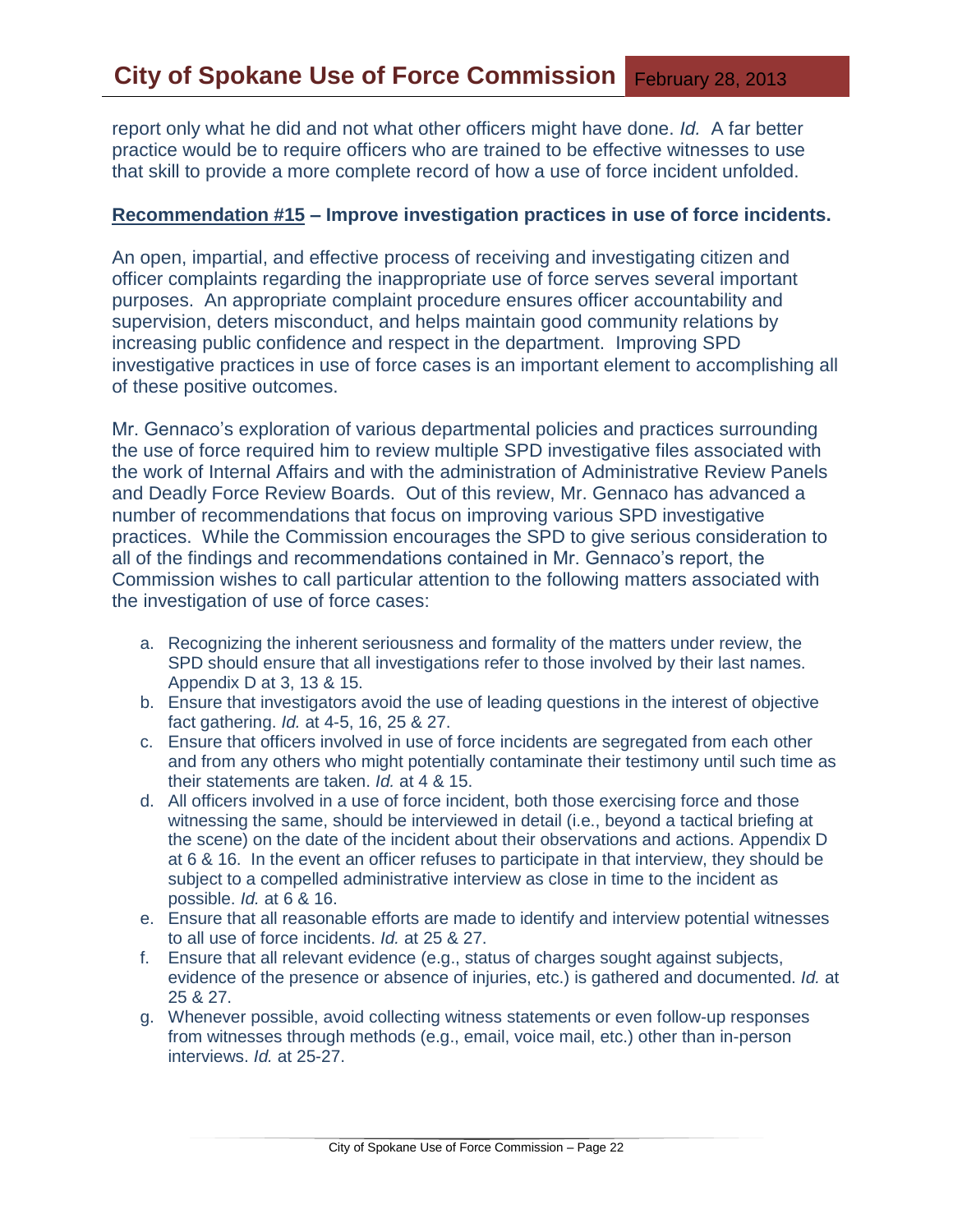report only what he did and not what other officers might have done. *Id.* A far better practice would be to require officers who are trained to be effective witnesses to use that skill to provide a more complete record of how a use of force incident unfolded.

**<u>Recommendation #15</u> – Improve investigation practices in use of force incidents.**

An open, impartial, and effective process of receiving and investigating citizen and officer complaints regarding the inappropriate use of force serves several important purposes. An appropriate complaint procedure ensures officer accountability and supervision, deters misconduct, and helps maintain good community relations by increasing public confidence and respect in the department. Improving SPD investigative practices in use of force cases is an important element to accomplishing all of these positive outcomes.

Mr. Gennaco's exploration of various departmental policies and practices surrounding the use of force required him to review multiple SPD investigative files associated with the work of Internal Affairs and with the administration of Administrative Review Panels and Deadly Force Review Boards. Out of this review, Mr. Gennaco has advanced a number of recommendations that focus on improving various SPD investigative practices. While the Commission encourages the SPD to give serious consideration to all of the findings and recommendations contained in Mr. Gennaco's report, the Commission wishes to call particular attention to the following matters associated with the investigation of use of force cases:

a. Recognizing the inherent seriousness and formality of the matters under review, the SPD should ensure that all investigations refer to those involved by their last names. Appendix D at 3, 13 & 15.
b. Ensure that investigators avoid the use of leading questions in the interest of objective fact gathering. *Id.* at 4-5, 16, 25 & 27.
c. Ensure that officers involved in use of force incidents are segregated from each other and from any others who might potentially contaminate their testimony until such time as their statements are taken. *Id.* at 4 & 15.
d. All officers involved in a use of force incident, both those exercising force and those witnessing the same, should be interviewed in detail (i.e., beyond a tactical briefing at the scene) on the date of the incident about their observations and actions. Appendix D at 6 & 16. In the event an officer refuses to participate in that interview, they should be subject to a compelled administrative interview as close in time to the incident as possible. *Id.* at 6 & 16.
e. Ensure that all reasonable efforts are made to identify and interview potential witnesses to all use of force incidents. *Id.* at 25 & 27.
f. Ensure that all relevant evidence (e.g., status of charges sought against subjects, evidence of the presence or absence of injuries, etc.) is gathered and documented. *Id.* at 25 & 27.
g. Whenever possible, avoid collecting witness statements or even follow-up responses from witnesses through methods (e.g., email, voice mail, etc.) other than in-person interviews. *Id.* at 25-27.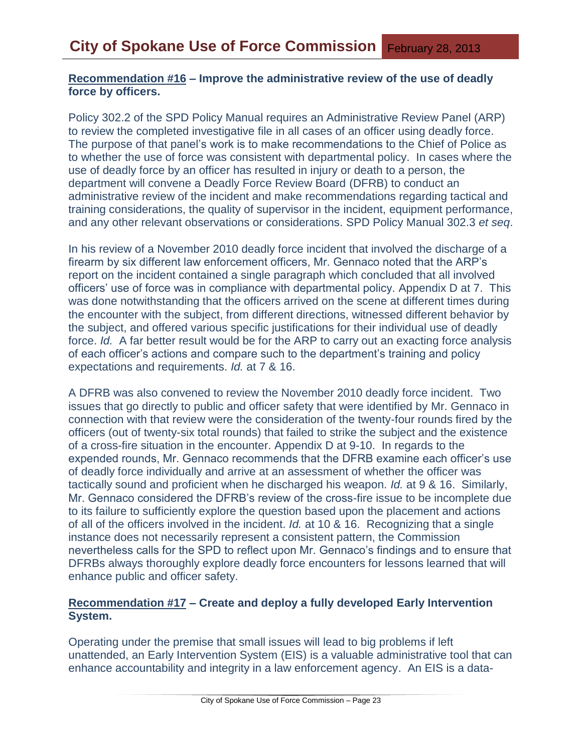**<u>Recommendation #16</u> – Improve the administrative review of the use of deadly force by officers.**

Policy 302.2 of the SPD Policy Manual requires an Administrative Review Panel (ARP) to review the completed investigative file in all cases of an officer using deadly force. The purpose of that panel's work is to make recommendations to the Chief of Police as to whether the use of force was consistent with departmental policy. In cases where the use of deadly force by an officer has resulted in injury or death to a person, the department will convene a Deadly Force Review Board (DFRB) to conduct an administrative review of the incident and make recommendations regarding tactical and training considerations, the quality of supervisor in the incident, equipment performance, and any other relevant observations or considerations. SPD Policy Manual 302.3 *et seq*.

In his review of a November 2010 deadly force incident that involved the discharge of a firearm by six different law enforcement officers, Mr. Gennaco noted that the ARP's report on the incident contained a single paragraph which concluded that all involved officers' use of force was in compliance with departmental policy. Appendix D at 7. This was done notwithstanding that the officers arrived on the scene at different times during the encounter with the subject, from different directions, witnessed different behavior by the subject, and offered various specific justifications for their individual use of deadly force. *Id.* A far better result would be for the ARP to carry out an exacting force analysis of each officer's actions and compare such to the department's training and policy expectations and requirements. *Id.* at 7 & 16.

A DFRB was also convened to review the November 2010 deadly force incident. Two issues that go directly to public and officer safety that were identified by Mr. Gennaco in connection with that review were the consideration of the twenty-four rounds fired by the officers (out of twenty-six total rounds) that failed to strike the subject and the existence of a cross-fire situation in the encounter. Appendix D at 9-10. In regards to the expended rounds, Mr. Gennaco recommends that the DFRB examine each officer's use of deadly force individually and arrive at an assessment of whether the officer was tactically sound and proficient when he discharged his weapon. *Id.* at 9 & 16. Similarly, Mr. Gennaco considered the DFRB's review of the cross-fire issue to be incomplete due to its failure to sufficiently explore the question based upon the placement and actions of all of the officers involved in the incident. *Id.* at 10 & 16. Recognizing that a single instance does not necessarily represent a consistent pattern, the Commission nevertheless calls for the SPD to reflect upon Mr. Gennaco's findings and to ensure that DFRBs always thoroughly explore deadly force encounters for lessons learned that will enhance public and officer safety.

**<u>Recommendation #17</u> – Create and deploy a fully developed Early Intervention System.**

Operating under the premise that small issues will lead to big problems if left unattended, an Early Intervention System (EIS) is a valuable administrative tool that can enhance accountability and integrity in a law enforcement agency. An EIS is a data-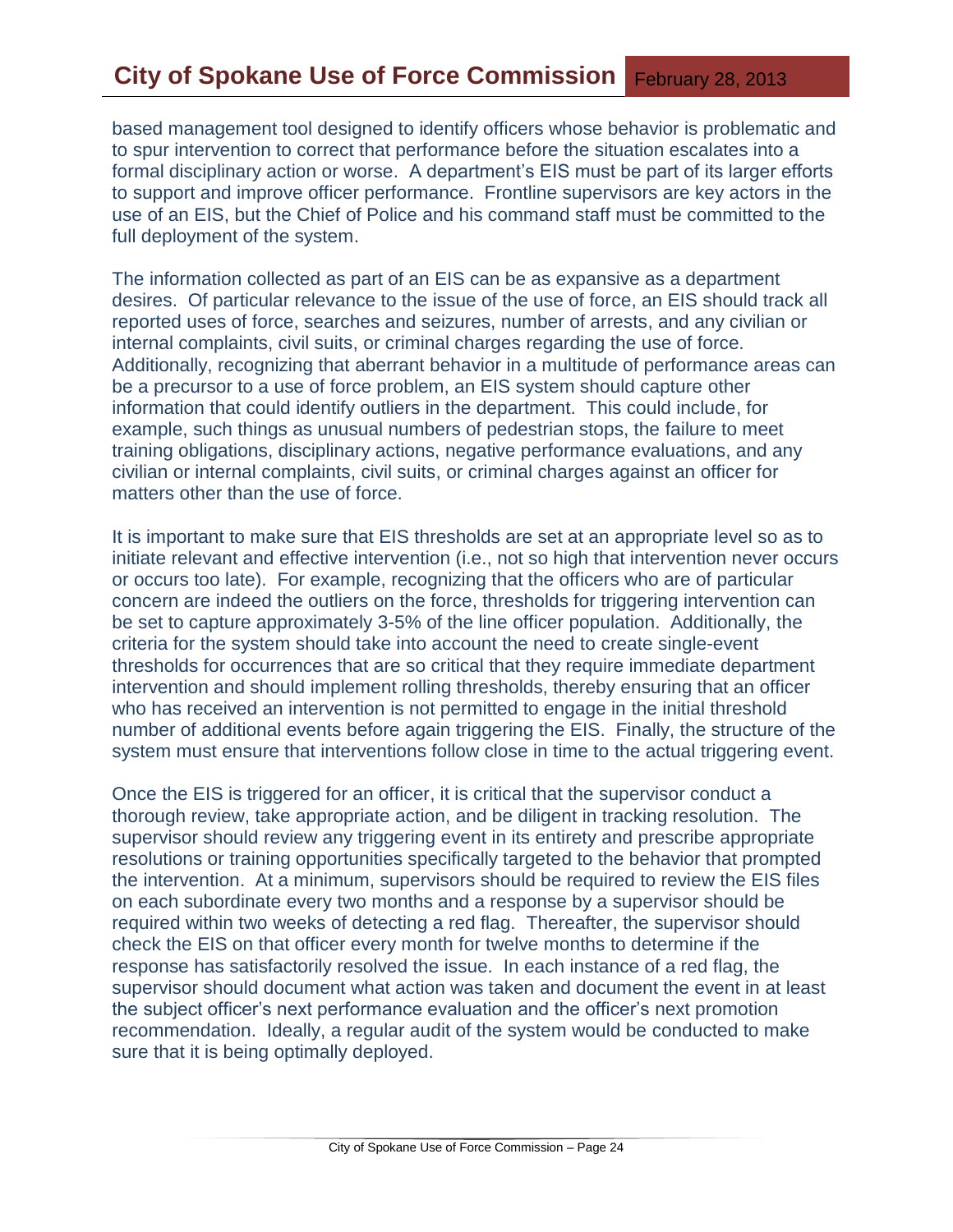based management tool designed to identify officers whose behavior is problematic and to spur intervention to correct that performance before the situation escalates into a formal disciplinary action or worse. A department's EIS must be part of its larger efforts to support and improve officer performance. Frontline supervisors are key actors in the use of an EIS, but the Chief of Police and his command staff must be committed to the full deployment of the system.

The information collected as part of an EIS can be as expansive as a department desires. Of particular relevance to the issue of the use of force, an EIS should track all reported uses of force, searches and seizures, number of arrests, and any civilian or internal complaints, civil suits, or criminal charges regarding the use of force. Additionally, recognizing that aberrant behavior in a multitude of performance areas can be a precursor to a use of force problem, an EIS system should capture other information that could identify outliers in the department. This could include, for example, such things as unusual numbers of pedestrian stops, the failure to meet training obligations, disciplinary actions, negative performance evaluations, and any civilian or internal complaints, civil suits, or criminal charges against an officer for matters other than the use of force.

It is important to make sure that EIS thresholds are set at an appropriate level so as to initiate relevant and effective intervention (i.e., not so high that intervention never occurs or occurs too late). For example, recognizing that the officers who are of particular concern are indeed the outliers on the force, thresholds for triggering intervention can be set to capture approximately 3-5% of the line officer population. Additionally, the criteria for the system should take into account the need to create single-event thresholds for occurrences that are so critical that they require immediate department intervention and should implement rolling thresholds, thereby ensuring that an officer who has received an intervention is not permitted to engage in the initial threshold number of additional events before again triggering the EIS. Finally, the structure of the system must ensure that interventions follow close in time to the actual triggering event.

Once the EIS is triggered for an officer, it is critical that the supervisor conduct a thorough review, take appropriate action, and be diligent in tracking resolution. The supervisor should review any triggering event in its entirety and prescribe appropriate resolutions or training opportunities specifically targeted to the behavior that prompted the intervention. At a minimum, supervisors should be required to review the EIS files on each subordinate every two months and a response by a supervisor should be required within two weeks of detecting a red flag. Thereafter, the supervisor should check the EIS on that officer every month for twelve months to determine if the response has satisfactorily resolved the issue. In each instance of a red flag, the supervisor should document what action was taken and document the event in at least the subject officer's next performance evaluation and the officer's next promotion recommendation. Ideally, a regular audit of the system would be conducted to make sure that it is being optimally deployed.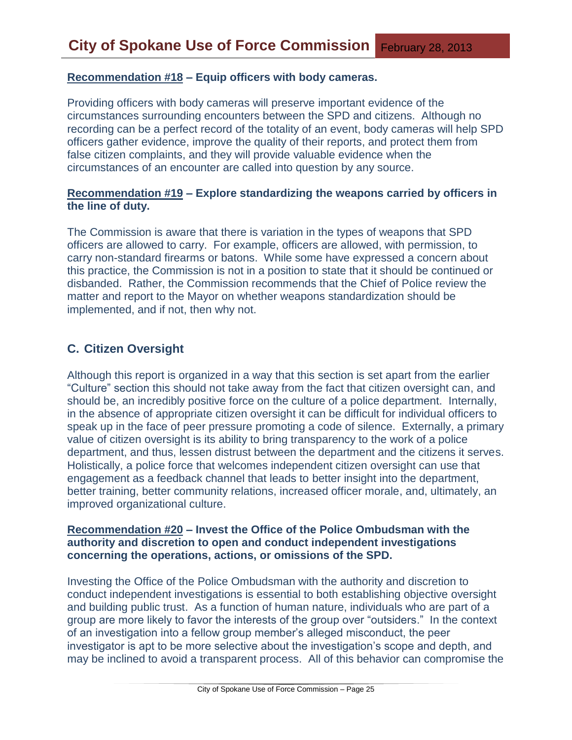**<u>Recommendation #18</u> – Equip officers with body cameras.**

Providing officers with body cameras will preserve important evidence of the circumstances surrounding encounters between the SPD and citizens. Although no recording can be a perfect record of the totality of an event, body cameras will help SPD officers gather evidence, improve the quality of their reports, and protect them from false citizen complaints, and they will provide valuable evidence when the circumstances of an encounter are called into question by any source.

**<u>Recommendation #19</u> – Explore standardizing the weapons carried by officers in the line of duty.**

The Commission is aware that there is variation in the types of weapons that SPD officers are allowed to carry. For example, officers are allowed, with permission, to carry non-standard firearms or batons. While some have expressed a concern about this practice, the Commission is not in a position to state that it should be continued or disbanded. Rather, the Commission recommends that the Chief of Police review the matter and report to the Mayor on whether weapons standardization should be implemented, and if not, then why not.

## C. Citizen Oversight

Although this report is organized in a way that this section is set apart from the earlier "Culture" section this should not take away from the fact that citizen oversight can, and should be, an incredibly positive force on the culture of a police department. Internally, in the absence of appropriate citizen oversight it can be difficult for individual officers to speak up in the face of peer pressure promoting a code of silence. Externally, a primary value of citizen oversight is its ability to bring transparency to the work of a police department, and thus, lessen distrust between the department and the citizens it serves. Holistically, a police force that welcomes independent citizen oversight can use that engagement as a feedback channel that leads to better insight into the department, better training, better community relations, increased officer morale, and, ultimately, an improved organizational culture.

**<u>Recommendation #20</u> – Invest the Office of the Police Ombudsman with the authority and discretion to open and conduct independent investigations concerning the operations, actions, or omissions of the SPD.**

Investing the Office of the Police Ombudsman with the authority and discretion to conduct independent investigations is essential to both establishing objective oversight and building public trust. As a function of human nature, individuals who are part of a group are more likely to favor the interests of the group over "outsiders." In the context of an investigation into a fellow group member's alleged misconduct, the peer investigator is apt to be more selective about the investigation's scope and depth, and may be inclined to avoid a transparent process. All of this behavior can compromise the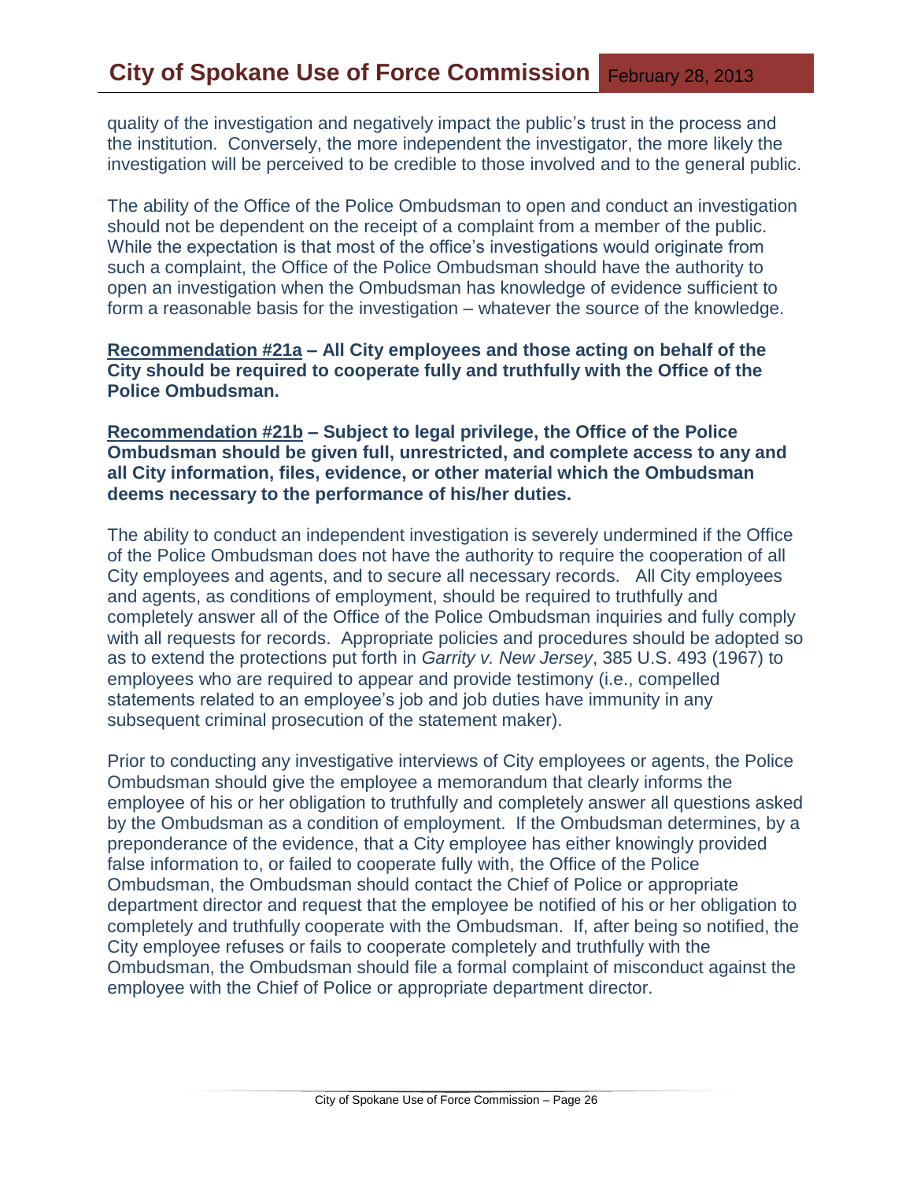quality of the investigation and negatively impact the public's trust in the process and the institution. Conversely, the more independent the investigator, the more likely the investigation will be perceived to be credible to those involved and to the general public.

The ability of the Office of the Police Ombudsman to open and conduct an investigation should not be dependent on the receipt of a complaint from a member of the public. While the expectation is that most of the office's investigations would originate from such a complaint, the Office of the Police Ombudsman should have the authority to open an investigation when the Ombudsman has knowledge of evidence sufficient to form a reasonable basis for the investigation – whatever the source of the knowledge.

**Recommendation #21a – All City employees and those acting on behalf of the City should be required to cooperate fully and truthfully with the Office of the Police Ombudsman.**

**Recommendation #21b – Subject to legal privilege, the Office of the Police Ombudsman should be given full, unrestricted, and complete access to any and all City information, files, evidence, or other material which the Ombudsman deems necessary to the performance of his/her duties.**

The ability to conduct an independent investigation is severely undermined if the Office of the Police Ombudsman does not have the authority to require the cooperation of all City employees and agents, and to secure all necessary records. All City employees and agents, as conditions of employment, should be required to truthfully and completely answer all of the Office of the Police Ombudsman inquiries and fully comply with all requests for records. Appropriate policies and procedures should be adopted so as to extend the protections put forth in *Garrity v. New Jersey*, 385 U.S. 493 (1967) to employees who are required to appear and provide testimony (i.e., compelled statements related to an employee's job and job duties have immunity in any subsequent criminal prosecution of the statement maker).

Prior to conducting any investigative interviews of City employees or agents, the Police Ombudsman should give the employee a memorandum that clearly informs the employee of his or her obligation to truthfully and completely answer all questions asked by the Ombudsman as a condition of employment. If the Ombudsman determines, by a preponderance of the evidence, that a City employee has either knowingly provided false information to, or failed to cooperate fully with, the Office of the Police Ombudsman, the Ombudsman should contact the Chief of Police or appropriate department director and request that the employee be notified of his or her obligation to completely and truthfully cooperate with the Ombudsman. If, after being so notified, the City employee refuses or fails to cooperate completely and truthfully with the Ombudsman, the Ombudsman should file a formal complaint of misconduct against the employee with the Chief of Police or appropriate department director.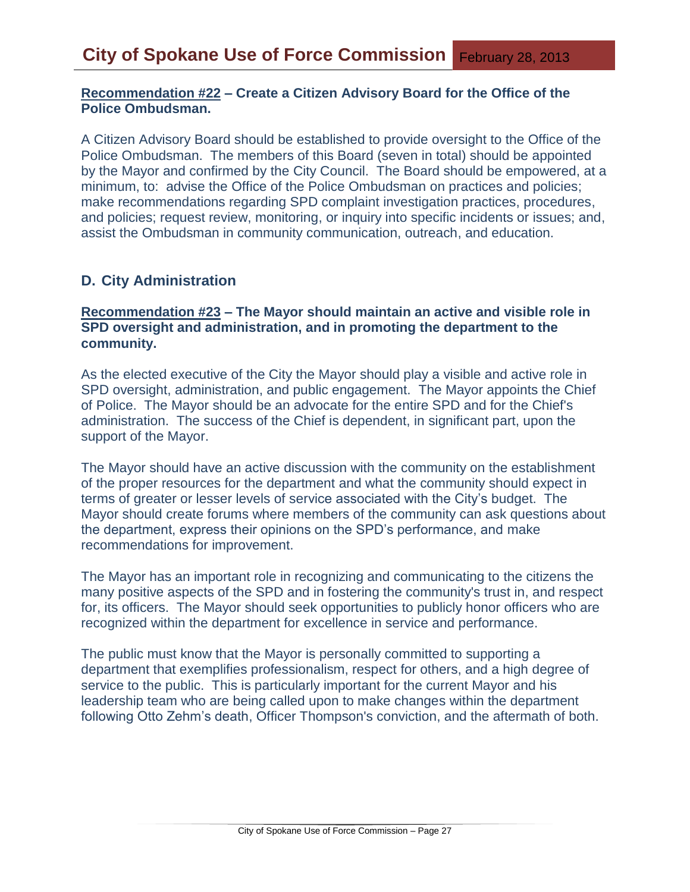**Recommendation #22 – Create a Citizen Advisory Board for the Office of the Police Ombudsman.**

A Citizen Advisory Board should be established to provide oversight to the Office of the Police Ombudsman. The members of this Board (seven in total) should be appointed by the Mayor and confirmed by the City Council. The Board should be empowered, at a minimum, to: advise the Office of the Police Ombudsman on practices and policies; make recommendations regarding SPD complaint investigation practices, procedures, and policies; request review, monitoring, or inquiry into specific incidents or issues; and, assist the Ombudsman in community communication, outreach, and education.

## D. City Administration

**Recommendation #23 – The Mayor should maintain an active and visible role in SPD oversight and administration, and in promoting the department to the community.**

As the elected executive of the City the Mayor should play a visible and active role in SPD oversight, administration, and public engagement. The Mayor appoints the Chief of Police. The Mayor should be an advocate for the entire SPD and for the Chief's administration. The success of the Chief is dependent, in significant part, upon the support of the Mayor.

The Mayor should have an active discussion with the community on the establishment of the proper resources for the department and what the community should expect in terms of greater or lesser levels of service associated with the City's budget. The Mayor should create forums where members of the community can ask questions about the department, express their opinions on the SPD's performance, and make recommendations for improvement.

The Mayor has an important role in recognizing and communicating to the citizens the many positive aspects of the SPD and in fostering the community's trust in, and respect for, its officers. The Mayor should seek opportunities to publicly honor officers who are recognized within the department for excellence in service and performance.

The public must know that the Mayor is personally committed to supporting a department that exemplifies professionalism, respect for others, and a high degree of service to the public. This is particularly important for the current Mayor and his leadership team who are being called upon to make changes within the department following Otto Zehm's death, Officer Thompson's conviction, and the aftermath of both.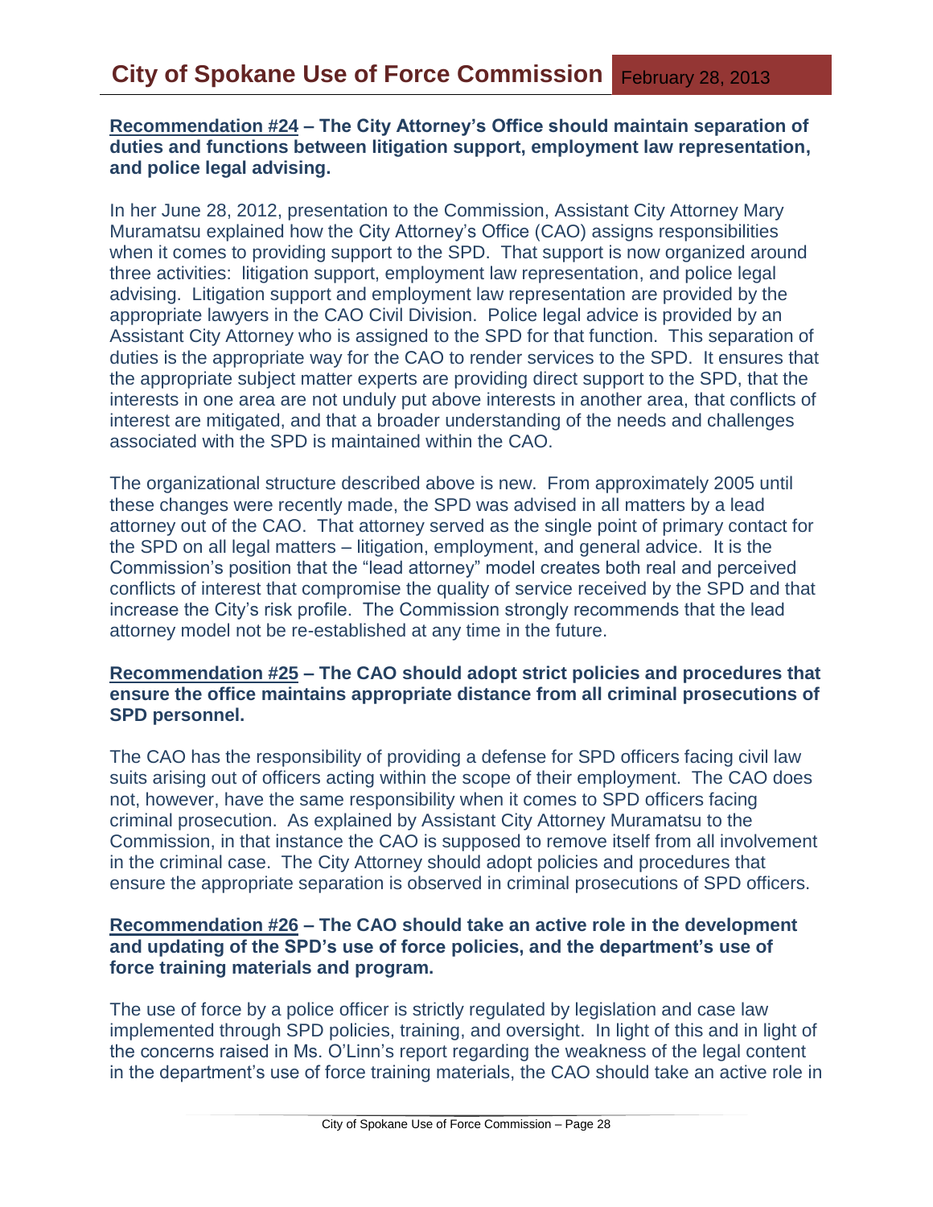**<u>Recommendation #24</u> – The City Attorney's Office should maintain separation of duties and functions between litigation support, employment law representation, and police legal advising.**

In her June 28, 2012, presentation to the Commission, Assistant City Attorney Mary Muramatsu explained how the City Attorney's Office (CAO) assigns responsibilities when it comes to providing support to the SPD. That support is now organized around three activities: litigation support, employment law representation, and police legal advising. Litigation support and employment law representation are provided by the appropriate lawyers in the CAO Civil Division. Police legal advice is provided by an Assistant City Attorney who is assigned to the SPD for that function. This separation of duties is the appropriate way for the CAO to render services to the SPD. It ensures that the appropriate subject matter experts are providing direct support to the SPD, that the interests in one area are not unduly put above interests in another area, that conflicts of interest are mitigated, and that a broader understanding of the needs and challenges associated with the SPD is maintained within the CAO.

The organizational structure described above is new. From approximately 2005 until these changes were recently made, the SPD was advised in all matters by a lead attorney out of the CAO. That attorney served as the single point of primary contact for the SPD on all legal matters – litigation, employment, and general advice. It is the Commission's position that the "lead attorney" model creates both real and perceived conflicts of interest that compromise the quality of service received by the SPD and that increase the City's risk profile. The Commission strongly recommends that the lead attorney model not be re-established at any time in the future.

**<u>Recommendation #25</u> – The CAO should adopt strict policies and procedures that ensure the office maintains appropriate distance from all criminal prosecutions of SPD personnel.**

The CAO has the responsibility of providing a defense for SPD officers facing civil law suits arising out of officers acting within the scope of their employment. The CAO does not, however, have the same responsibility when it comes to SPD officers facing criminal prosecution. As explained by Assistant City Attorney Muramatsu to the Commission, in that instance the CAO is supposed to remove itself from all involvement in the criminal case. The City Attorney should adopt policies and procedures that ensure the appropriate separation is observed in criminal prosecutions of SPD officers.

**<u>Recommendation #26</u> – The CAO should take an active role in the development and updating of the SPD's use of force policies, and the department's use of force training materials and program.**

The use of force by a police officer is strictly regulated by legislation and case law implemented through SPD policies, training, and oversight. In light of this and in light of the concerns raised in Ms. O'Linn's report regarding the weakness of the legal content in the department's use of force training materials, the CAO should take an active role in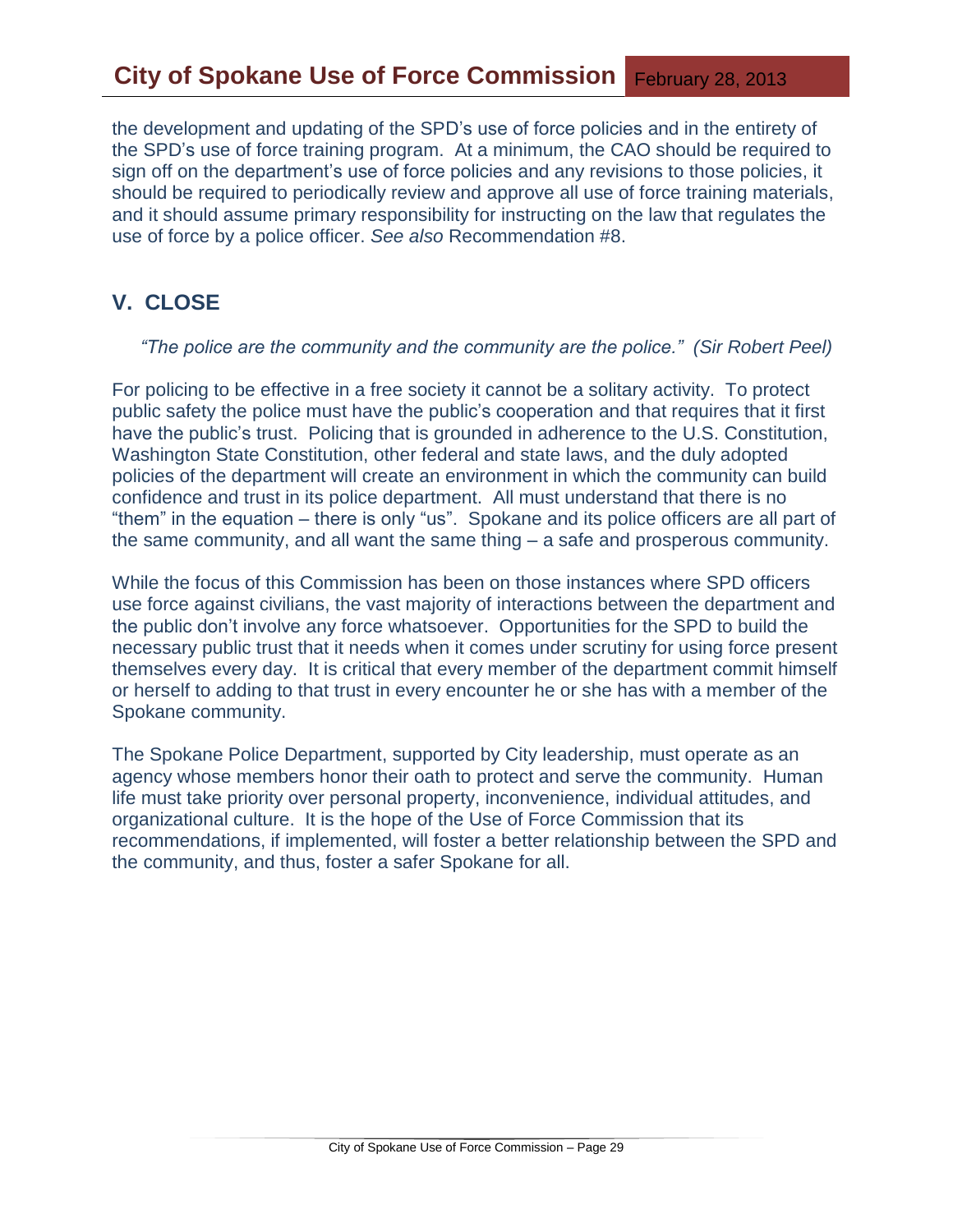the development and updating of the SPD's use of force policies and in the entirety of the SPD's use of force training program. At a minimum, the CAO should be required to sign off on the department's use of force policies and any revisions to those policies, it should be required to periodically review and approve all use of force training materials, and it should assume primary responsibility for instructing on the law that regulates the use of force by a police officer. *See also* Recommendation #8.

## V. CLOSE

*"The police are the community and the community are the police." (Sir Robert Peel)*

For policing to be effective in a free society it cannot be a solitary activity. To protect public safety the police must have the public's cooperation and that requires that it first have the public's trust. Policing that is grounded in adherence to the U.S. Constitution, Washington State Constitution, other federal and state laws, and the duly adopted policies of the department will create an environment in which the community can build confidence and trust in its police department. All must understand that there is no "them" in the equation – there is only "us". Spokane and its police officers are all part of the same community, and all want the same thing – a safe and prosperous community.

While the focus of this Commission has been on those instances where SPD officers use force against civilians, the vast majority of interactions between the department and the public don't involve any force whatsoever. Opportunities for the SPD to build the necessary public trust that it needs when it comes under scrutiny for using force present themselves every day. It is critical that every member of the department commit himself or herself to adding to that trust in every encounter he or she has with a member of the Spokane community.

The Spokane Police Department, supported by City leadership, must operate as an agency whose members honor their oath to protect and serve the community. Human life must take priority over personal property, inconvenience, individual attitudes, and organizational culture. It is the hope of the Use of Force Commission that its recommendations, if implemented, will foster a better relationship between the SPD and the community, and thus, foster a safer Spokane for all.